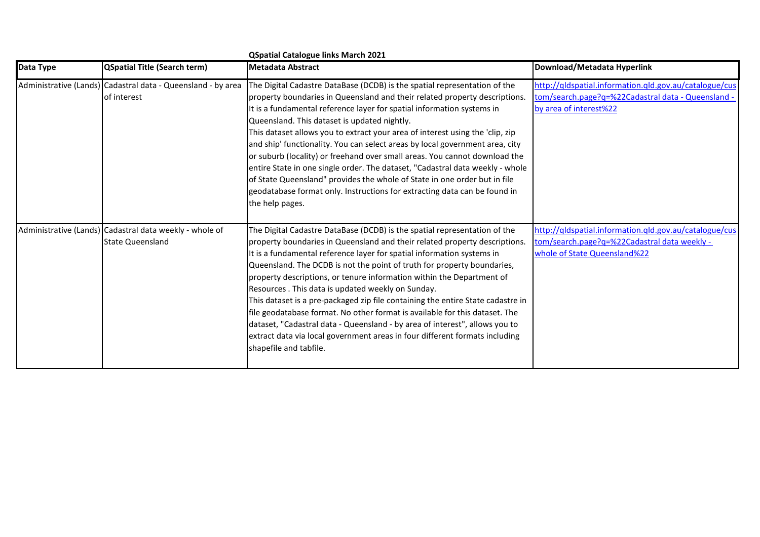**QSpatial Catalogue links March 2021**

| Data Type | QSpatial Title (Search term) | Metadata Abstract | Download/Metadata Hyperlink |
|---|---|---|---|
| Administrative (Lands) | Cadastral data - Queensland - by area of interest | The Digital Cadastre DataBase (DCDB) is the spatial representation of the property boundaries in Queensland and their related property descriptions. It is a fundamental reference layer for spatial information systems in Queensland. This dataset is updated nightly.<br>This dataset allows you to extract your area of interest using the 'clip, zip and ship' functionality. You can select areas by local government area, city or suburb (locality) or freehand over small areas. You cannot download the entire State in one single order. The dataset, "Cadastral data weekly - whole of State Queensland" provides the whole of State in one order but in file geodatabase format only. Instructions for extracting data can be found in the help pages. | [http://qldspatial.information.qld.gov.au/catalogue/custom/search.page?q=%22Cadastral data - Queensland - by area of interest%22](http://qldspatial.information.qld.gov.au/catalogue/custom/search.page?q=%22Cadastral data - Queensland - by area of interest%22) |
| Administrative (Lands) | Cadastral data weekly - whole of State Queensland | The Digital Cadastre DataBase (DCDB) is the spatial representation of the property boundaries in Queensland and their related property descriptions. It is a fundamental reference layer for spatial information systems in Queensland. The DCDB is not the point of truth for property boundaries, property descriptions, or tenure information within the Department of Resources . This data is updated weekly on Sunday.<br>This dataset is a pre-packaged zip file containing the entire State cadastre in file geodatabase format. No other format is available for this dataset. The dataset, "Cadastral data - Queensland - by area of interest", allows you to extract data via local government areas in four different formats including shapefile and tabfile. | [http://qldspatial.information.qld.gov.au/catalogue/custom/search.page?q=%22Cadastral data weekly - whole of State Queensland%22](http://qldspatial.information.qld.gov.au/catalogue/custom/search.page?q=%22Cadastral data weekly - whole of State Queensland%22) |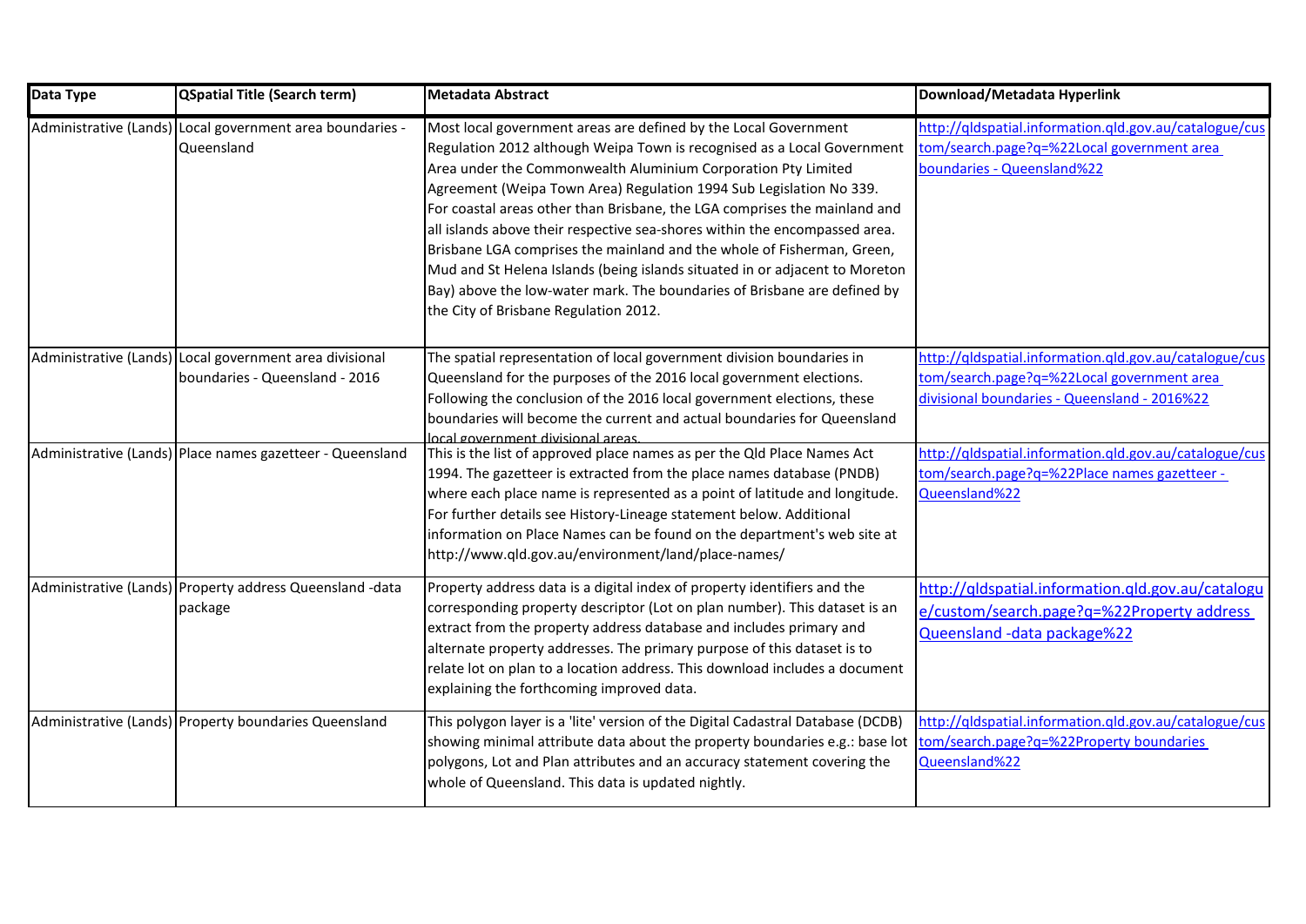| Data Type | QSpatial Title (Search term) | Metadata Abstract | Download/Metadata Hyperlink |
|---|---|---|---|
| Administrative (Lands) | Local government area boundaries - Queensland | Most local government areas are defined by the Local Government Regulation 2012 although Weipa Town is recognised as a Local Government Area under the Commonwealth Aluminium Corporation Pty Limited Agreement (Weipa Town Area) Regulation 1994 Sub Legislation No 339. For coastal areas other than Brisbane, the LGA comprises the mainland and all islands above their respective sea-shores within the encompassed area. Brisbane LGA comprises the mainland and the whole of Fisherman, Green, Mud and St Helena Islands (being islands situated in or adjacent to Moreton Bay) above the low-water mark. The boundaries of Brisbane are defined by the City of Brisbane Regulation 2012. | http://qldspatial.information.qld.gov.au/catalogue/custom/search.page?q=%22Local government area boundaries - Queensland%22 |
| Administrative (Lands) | Local government area divisional boundaries - Queensland - 2016 | The spatial representation of local government division boundaries in Queensland for the purposes of the 2016 local government elections. Following the conclusion of the 2016 local government elections, these boundaries will become the current and actual boundaries for Queensland local government divisional areas. | http://qldspatial.information.qld.gov.au/catalogue/custom/search.page?q=%22Local government area divisional boundaries - Queensland - 2016%22 |
| Administrative (Lands) | Place names gazetteer - Queensland | This is the list of approved place names as per the Qld Place Names Act 1994. The gazetteer is extracted from the place names database (PNDB) where each place name is represented as a point of latitude and longitude. For further details see History-Lineage statement below. Additional information on Place Names can be found on the department's web site at http://www.qld.gov.au/environment/land/place-names/ | http://qldspatial.information.qld.gov.au/catalogue/custom/search.page?q=%22Place names gazetteer - Queensland%22 |
| Administrative (Lands) | Property address Queensland -data package | Property address data is a digital index of property identifiers and the corresponding property descriptor (Lot on plan number). This dataset is an extract from the property address database and includes primary and alternate property addresses. The primary purpose of this dataset is to relate lot on plan to a location address. This download includes a document explaining the forthcoming improved data. | http://qldspatial.information.qld.gov.au/catalogue/custom/search.page?q=%22Property address Queensland -data package%22 |
| Administrative (Lands) | Property boundaries Queensland | This polygon layer is a 'lite' version of the Digital Cadastral Database (DCDB) showing minimal attribute data about the property boundaries e.g.: base lot polygons, Lot and Plan attributes and an accuracy statement covering the whole of Queensland. This data is updated nightly. | http://qldspatial.information.qld.gov.au/catalogue/custom/search.page?q=%22Property boundaries Queensland%22 |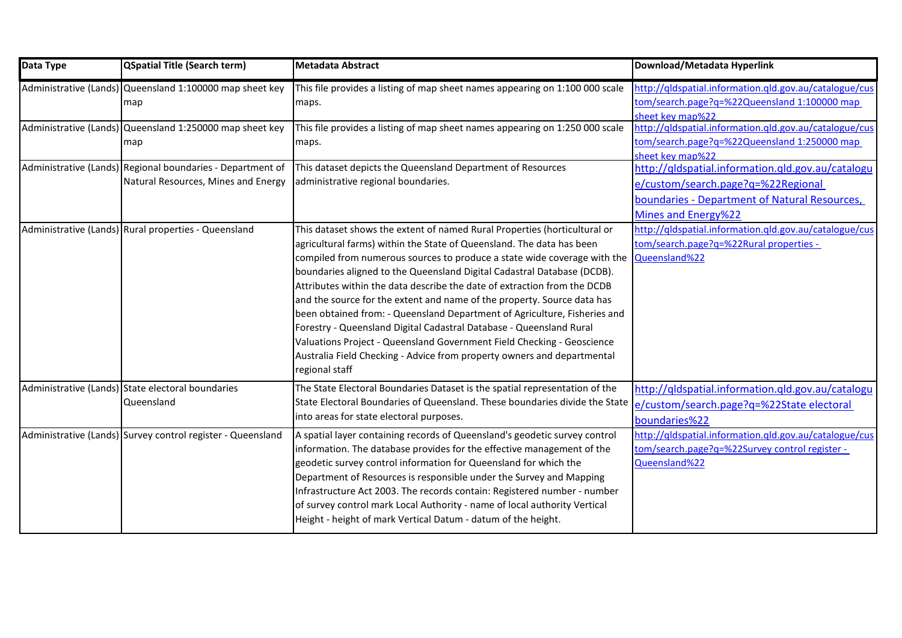| Data Type | QSpatial Title (Search term) | Metadata Abstract | Download/Metadata Hyperlink |
|---|---|---|---|
| Administrative (Lands) | Queensland 1:100000 map sheet key map | This file provides a listing of map sheet names appearing on 1:100 000 scale maps. | http://qldspatial.information.qld.gov.au/catalogue/custom/search.page?q=%22Queensland 1:100000 map sheet key map%22 |
| Administrative (Lands) | Queensland 1:250000 map sheet key map | This file provides a listing of map sheet names appearing on 1:250 000 scale maps. | http://qldspatial.information.qld.gov.au/catalogue/custom/search.page?q=%22Queensland 1:250000 map sheet key map%22 |
| Administrative (Lands) | Regional boundaries - Department of Natural Resources, Mines and Energy | This dataset depicts the Queensland Department of Resources administrative regional boundaries. | http://qldspatial.information.qld.gov.au/catalogue/custom/search.page?q=%22Regional boundaries - Department of Natural Resources, Mines and Energy%22 |
| Administrative (Lands) | Rural properties - Queensland | This dataset shows the extent of named Rural Properties (horticultural or agricultural farms) within the State of Queensland. The data has been compiled from numerous sources to produce a state wide coverage with the boundaries aligned to the Queensland Digital Cadastral Database (DCDB). Attributes within the data describe the date of extraction from the DCDB and the source for the extent and name of the property. Source data has been obtained from: - Queensland Department of Agriculture, Fisheries and Forestry - Queensland Digital Cadastral Database - Queensland Rural Valuations Project - Queensland Government Field Checking - Geoscience Australia Field Checking - Advice from property owners and departmental regional staff | http://qldspatial.information.qld.gov.au/catalogue/custom/search.page?q=%22Rural properties - Queensland%22 |
| Administrative (Lands) | State electoral boundaries Queensland | The State Electoral Boundaries Dataset is the spatial representation of the State Electoral Boundaries of Queensland. These boundaries divide the State into areas for state electoral purposes. | http://qldspatial.information.qld.gov.au/catalogue/custom/search.page?q=%22State electoral boundaries%22 |
| Administrative (Lands) | Survey control register - Queensland | A spatial layer containing records of Queensland's geodetic survey control information. The database provides for the effective management of the geodetic survey control information for Queensland for which the Department of Resources is responsible under the Survey and Mapping Infrastructure Act 2003. The records contain: Registered number - number of survey control mark Local Authority - name of local authority Vertical Height - height of mark Vertical Datum - datum of the height. | http://qldspatial.information.qld.gov.au/catalogue/custom/search.page?q=%22Survey control register - Queensland%22 |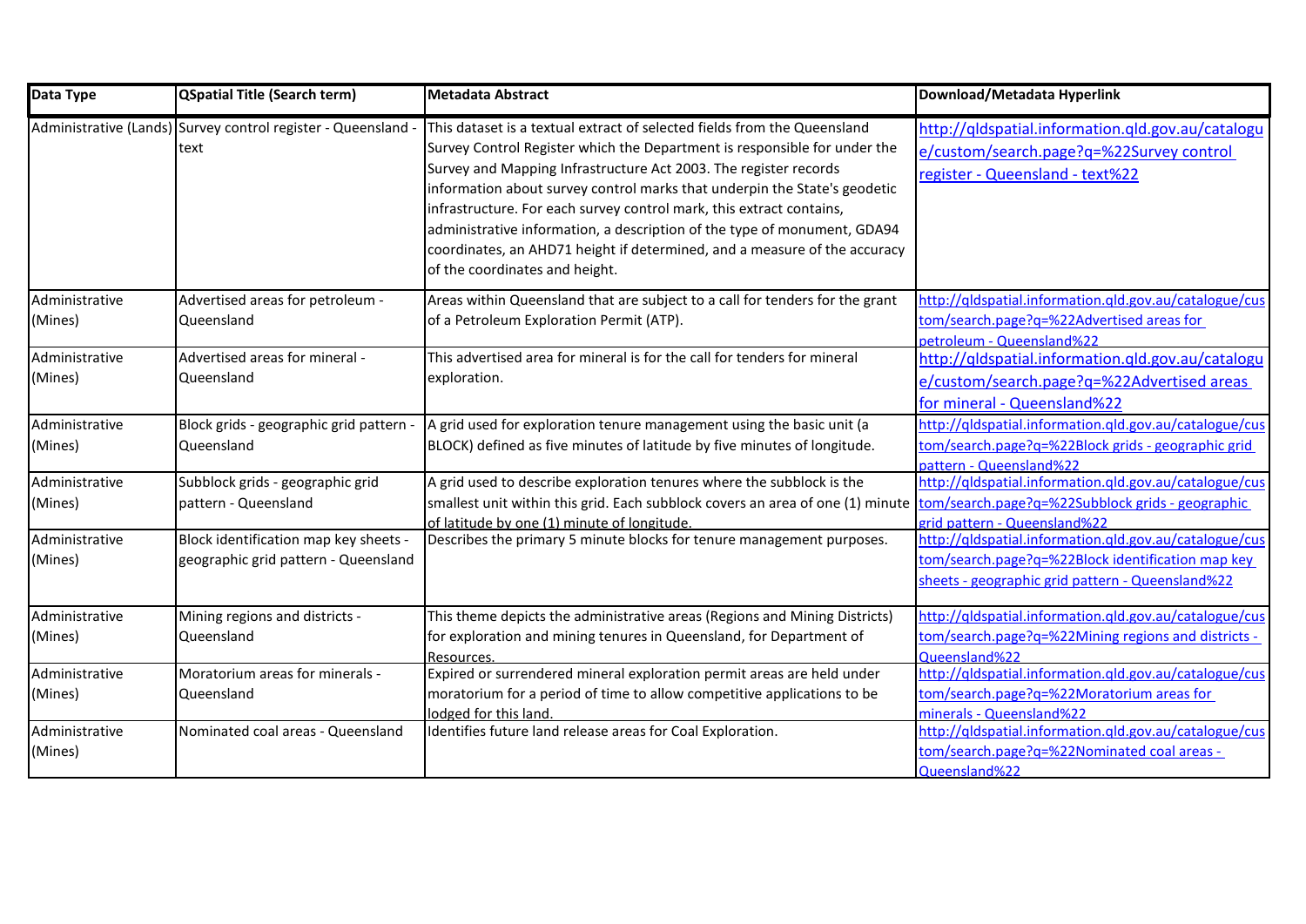| Data Type | QSpatial Title (Search term) | Metadata Abstract | Download/Metadata Hyperlink |
|---|---|---|---|
| Administrative (Lands) | Survey control register - Queensland - text | This dataset is a textual extract of selected fields from the Queensland Survey Control Register which the Department is responsible for under the Survey and Mapping Infrastructure Act 2003. The register records information about survey control marks that underpin the State's geodetic infrastructure. For each survey control mark, this extract contains, administrative information, a description of the type of monument, GDA94 coordinates, an AHD71 height if determined, and a measure of the accuracy of the coordinates and height. | http://qldspatial.information.qld.gov.au/catalogue/custom/search.page?q=%22Survey control register - Queensland - text%22 |
| Administrative (Mines) | Advertised areas for petroleum - Queensland | Areas within Queensland that are subject to a call for tenders for the grant of a Petroleum Exploration Permit (ATP). | http://qldspatial.information.qld.gov.au/catalogue/custom/search.page?q=%22Advertised areas for petroleum - Queensland%22 |
| Administrative (Mines) | Advertised areas for mineral - Queensland | This advertised area for mineral is for the call for tenders for mineral exploration. | http://qldspatial.information.qld.gov.au/catalogue/custom/search.page?q=%22Advertised areas for mineral - Queensland%22 |
| Administrative (Mines) | Block grids - geographic grid pattern - Queensland | A grid used for exploration tenure management using the basic unit (a BLOCK) defined as five minutes of latitude by five minutes of longitude. | http://qldspatial.information.qld.gov.au/catalogue/custom/search.page?q=%22Block grids - geographic grid pattern - Queensland%22 |
| Administrative (Mines) | Subblock grids - geographic grid pattern - Queensland | A grid used to describe exploration tenures where the subblock is the smallest unit within this grid. Each subblock covers an area of one (1) minute of latitude by one (1) minute of longitude. | http://qldspatial.information.qld.gov.au/catalogue/custom/search.page?q=%22Subblock grids - geographic grid pattern - Queensland%22 |
| Administrative (Mines) | Block identification map key sheets - geographic grid pattern - Queensland | Describes the primary 5 minute blocks for tenure management purposes. | http://qldspatial.information.qld.gov.au/catalogue/custom/search.page?q=%22Block identification map key sheets - geographic grid pattern - Queensland%22 |
| Administrative (Mines) | Mining regions and districts - Queensland | This theme depicts the administrative areas (Regions and Mining Districts) for exploration and mining tenures in Queensland, for Department of Resources. | http://qldspatial.information.qld.gov.au/catalogue/custom/search.page?q=%22Mining regions and districts - Queensland%22 |
| Administrative (Mines) | Moratorium areas for minerals - Queensland | Expired or surrendered mineral exploration permit areas are held under moratorium for a period of time to allow competitive applications to be lodged for this land. | http://qldspatial.information.qld.gov.au/catalogue/custom/search.page?q=%22Moratorium areas for minerals - Queensland%22 |
| Administrative (Mines) | Nominated coal areas - Queensland | Identifies future land release areas for Coal Exploration. | http://qldspatial.information.qld.gov.au/catalogue/custom/search.page?q=%22Nominated coal areas - Queensland%22 |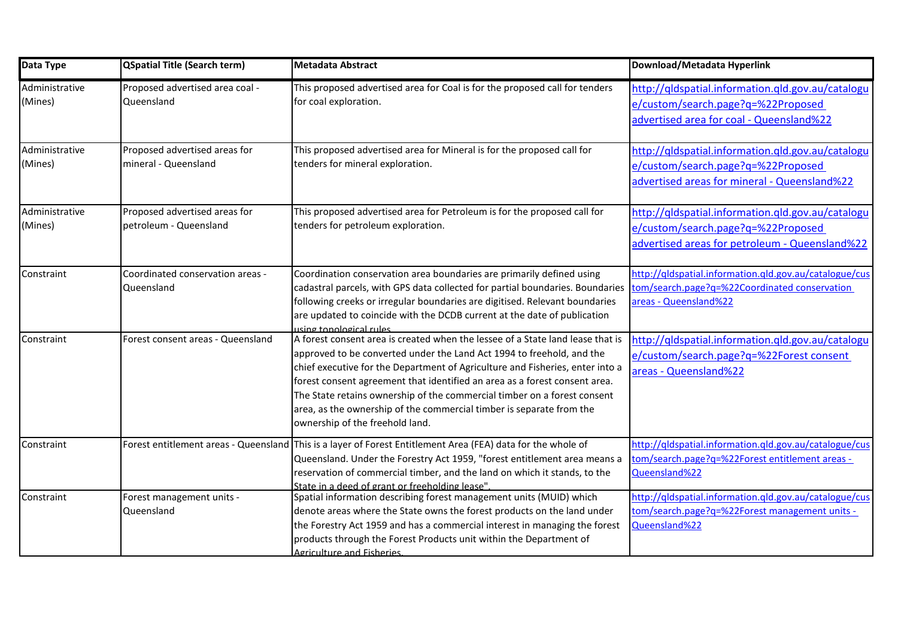| Data Type | QSpatial Title (Search term) | Metadata Abstract | Download/Metadata Hyperlink |
|---|---|---|---|
| Administrative (Mines) | Proposed advertised area coal - Queensland | This proposed advertised area for Coal is for the proposed call for tenders for coal exploration. | http://qldspatial.information.qld.gov.au/catalogue/custom/search.page?q=%22Proposed advertised area for coal - Queensland%22 |
| Administrative (Mines) | Proposed advertised areas for mineral - Queensland | This proposed advertised area for Mineral is for the proposed call for tenders for mineral exploration. | http://qldspatial.information.qld.gov.au/catalogue/custom/search.page?q=%22Proposed advertised areas for mineral - Queensland%22 |
| Administrative (Mines) | Proposed advertised areas for petroleum - Queensland | This proposed advertised area for Petroleum is for the proposed call for tenders for petroleum exploration. | http://qldspatial.information.qld.gov.au/catalogue/custom/search.page?q=%22Proposed advertised areas for petroleum - Queensland%22 |
| Constraint | Coordinated conservation areas - Queensland | Coordination conservation area boundaries are primarily defined using cadastral parcels, with GPS data collected for partial boundaries. Boundaries following creeks or irregular boundaries are digitised. Relevant boundaries are updated to coincide with the DCDB current at the date of publication using topological rules. | http://qldspatial.information.qld.gov.au/catalogue/custom/search.page?q=%22Coordinated conservation areas - Queensland%22 |
| Constraint | Forest consent areas - Queensland | A forest consent area is created when the lessee of a State land lease that is approved to be converted under the Land Act 1994 to freehold, and the chief executive for the Department of Agriculture and Fisheries, enter into a forest consent agreement that identified an area as a forest consent area. The State retains ownership of the commercial timber on a forest consent area, as the ownership of the commercial timber is separate from the ownership of the freehold land. | http://qldspatial.information.qld.gov.au/catalogue/custom/search.page?q=%22Forest consent areas - Queensland%22 |
| Constraint | Forest entitlement areas - Queensland | This is a layer of Forest Entitlement Area (FEA) data for the whole of Queensland. Under the Forestry Act 1959, "forest entitlement area means a reservation of commercial timber, and the land on which it stands, to the State in a deed of grant or freeholding lease". | http://qldspatial.information.qld.gov.au/catalogue/custom/search.page?q=%22Forest entitlement areas - Queensland%22 |
| Constraint | Forest management units - Queensland | Spatial information describing forest management units (MUID) which denote areas where the State owns the forest products on the land under the Forestry Act 1959 and has a commercial interest in managing the forest products through the Forest Products unit within the Department of Agriculture and Fisheries. | http://qldspatial.information.qld.gov.au/catalogue/custom/search.page?q=%22Forest management units - Queensland%22 |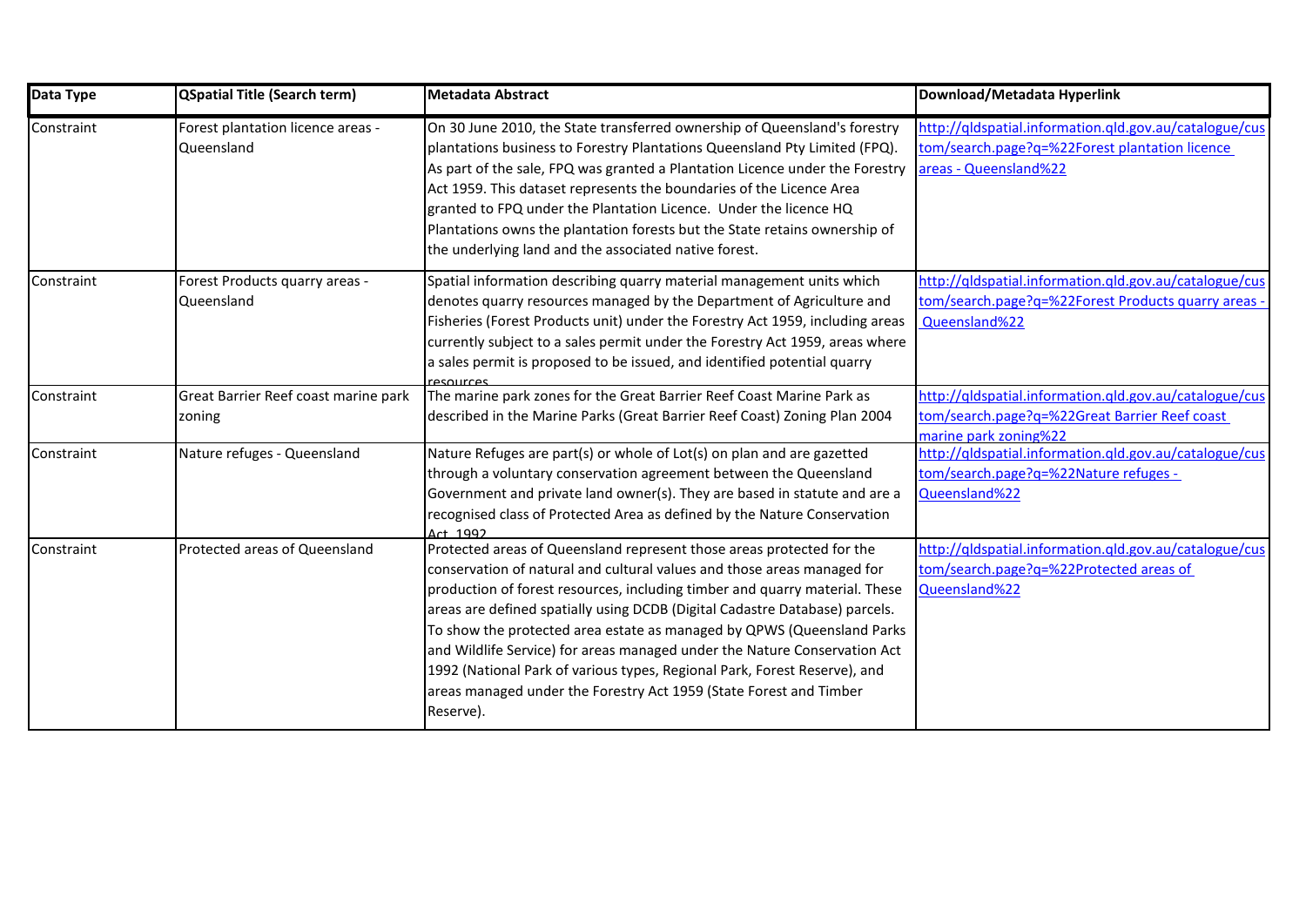| Data Type | QSpatial Title (Search term) | Metadata Abstract | Download/Metadata Hyperlink |
|---|---|---|---|
| Constraint | Forest plantation licence areas - Queensland | On 30 June 2010, the State transferred ownership of Queensland's forestry plantations business to Forestry Plantations Queensland Pty Limited (FPQ). As part of the sale, FPQ was granted a Plantation Licence under the Forestry Act 1959. This dataset represents the boundaries of the Licence Area granted to FPQ under the Plantation Licence. Under the licence HQ Plantations owns the plantation forests but the State retains ownership of the underlying land and the associated native forest. | http://qldspatial.information.qld.gov.au/catalogue/custom/search.page?q=%22Forest plantation licence areas - Queensland%22 |
| Constraint | Forest Products quarry areas - Queensland | Spatial information describing quarry material management units which denotes quarry resources managed by the Department of Agriculture and Fisheries (Forest Products unit) under the Forestry Act 1959, including areas currently subject to a sales permit under the Forestry Act 1959, areas where a sales permit is proposed to be issued, and identified potential quarry resources. | http://qldspatial.information.qld.gov.au/catalogue/custom/search.page?q=%22Forest Products quarry areas - Queensland%22 |
| Constraint | Great Barrier Reef coast marine park zoning | The marine park zones for the Great Barrier Reef Coast Marine Park as described in the Marine Parks (Great Barrier Reef Coast) Zoning Plan 2004 | http://qldspatial.information.qld.gov.au/catalogue/custom/search.page?q=%22Great Barrier Reef coast marine park zoning%22 |
| Constraint | Nature refuges - Queensland | Nature Refuges are part(s) or whole of Lot(s) on plan and are gazetted through a voluntary conservation agreement between the Queensland Government and private land owner(s). They are based in statute and are a recognised class of Protected Area as defined by the Nature Conservation Act 1992 | http://qldspatial.information.qld.gov.au/catalogue/custom/search.page?q=%22Nature refuges - Queensland%22 |
| Constraint | Protected areas of Queensland | Protected areas of Queensland represent those areas protected for the conservation of natural and cultural values and those areas managed for production of forest resources, including timber and quarry material. These areas are defined spatially using DCDB (Digital Cadastre Database) parcels. To show the protected area estate as managed by QPWS (Queensland Parks and Wildlife Service) for areas managed under the Nature Conservation Act 1992 (National Park of various types, Regional Park, Forest Reserve), and areas managed under the Forestry Act 1959 (State Forest and Timber Reserve). | http://qldspatial.information.qld.gov.au/catalogue/custom/search.page?q=%22Protected areas of Queensland%22 |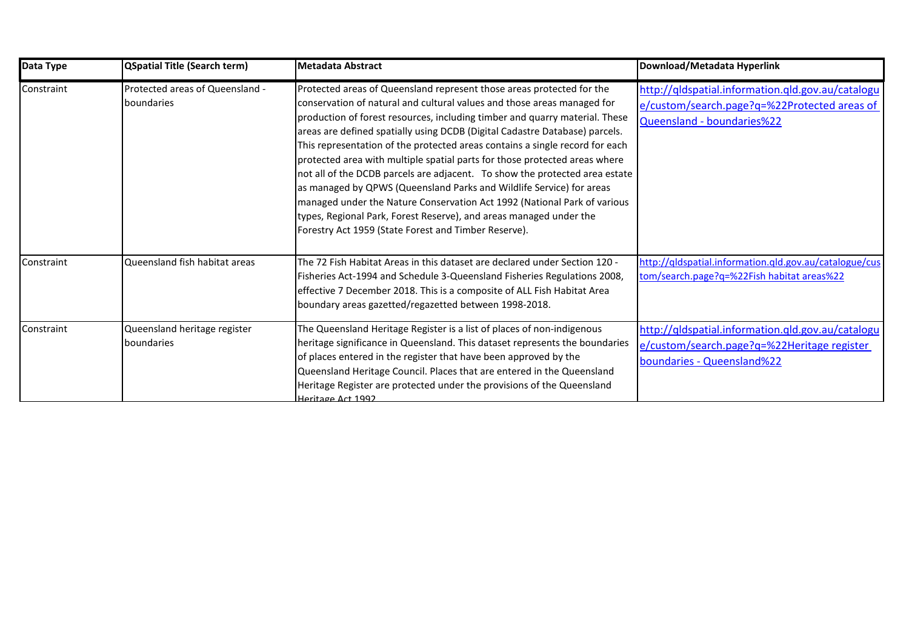| Data Type | QSpatial Title (Search term) | Metadata Abstract | Download/Metadata Hyperlink |
|---|---|---|---|
| Constraint | Protected areas of Queensland - boundaries | Protected areas of Queensland represent those areas protected for the conservation of natural and cultural values and those areas managed for production of forest resources, including timber and quarry material. These areas are defined spatially using DCDB (Digital Cadastre Database) parcels. This representation of the protected areas contains a single record for each protected area with multiple spatial parts for those protected areas where not all of the DCDB parcels are adjacent. To show the protected area estate as managed by QPWS (Queensland Parks and Wildlife Service) for areas managed under the Nature Conservation Act 1992 (National Park of various types, Regional Park, Forest Reserve), and areas managed under the Forestry Act 1959 (State Forest and Timber Reserve). | http://qldspatial.information.qld.gov.au/catalogue/custom/search.page?q=%22Protected areas of Queensland - boundaries%22 |
| Constraint | Queensland fish habitat areas | The 72 Fish Habitat Areas in this dataset are declared under Section 120 - Fisheries Act-1994 and Schedule 3-Queensland Fisheries Regulations 2008, effective 7 December 2018. This is a composite of ALL Fish Habitat Area boundary areas gazetted/regazetted between 1998-2018. | http://qldspatial.information.qld.gov.au/catalogue/custom/search.page?q=%22Fish habitat areas%22 |
| Constraint | Queensland heritage register boundaries | The Queensland Heritage Register is a list of places of non-indigenous heritage significance in Queensland. This dataset represents the boundaries of places entered in the register that have been approved by the Queensland Heritage Council. Places that are entered in the Queensland Heritage Register are protected under the provisions of the Queensland Heritage Act 1992 | http://qldspatial.information.qld.gov.au/catalogue/custom/search.page?q=%22Heritage register boundaries - Queensland%22 |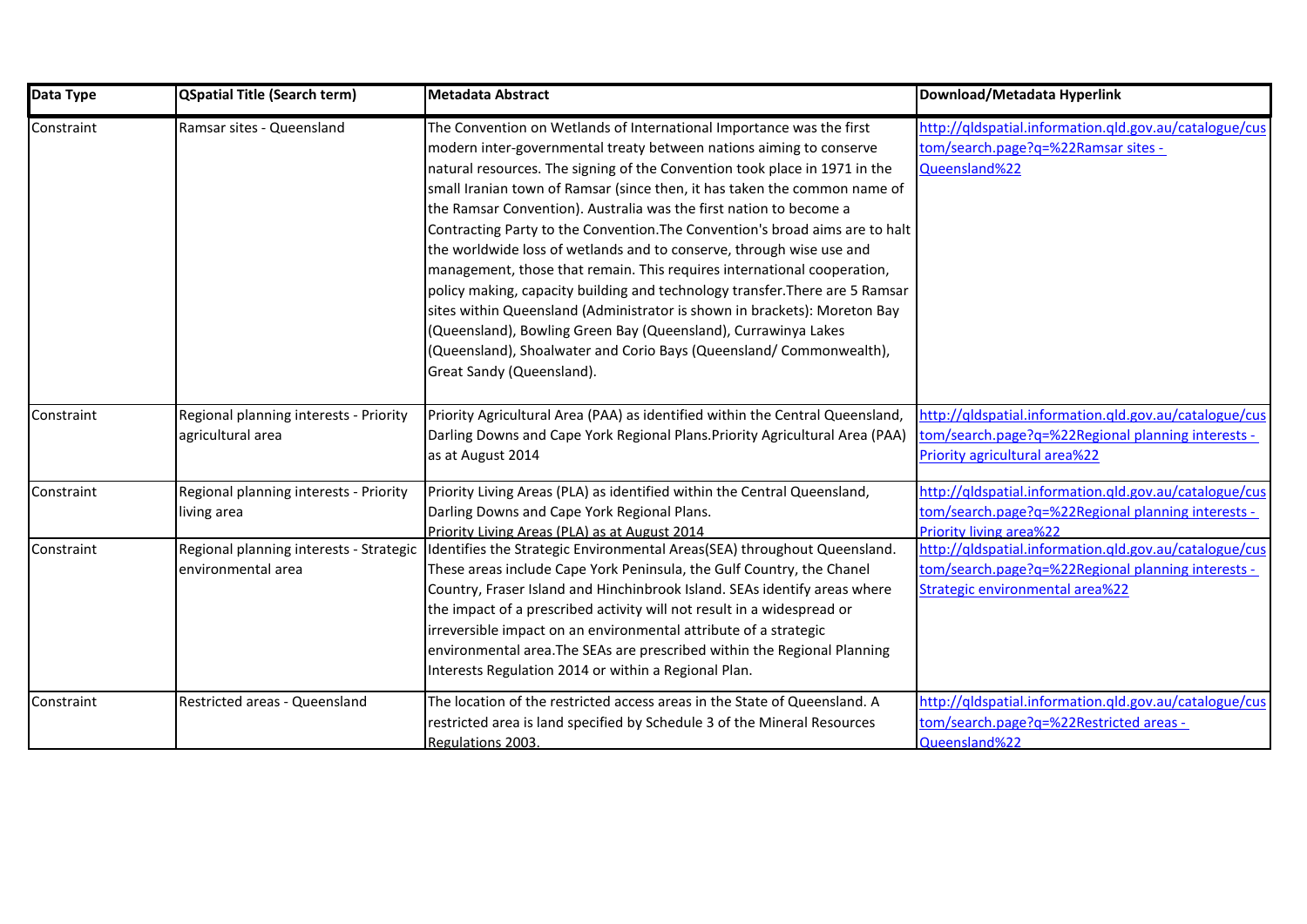| Data Type | QSpatial Title (Search term) | Metadata Abstract | Download/Metadata Hyperlink |
|---|---|---|---|
| Constraint | Ramsar sites - Queensland | The Convention on Wetlands of International Importance was the first modern inter-governmental treaty between nations aiming to conserve natural resources. The signing of the Convention took place in 1971 in the small Iranian town of Ramsar (since then, it has taken the common name of the Ramsar Convention). Australia was the first nation to become a Contracting Party to the Convention.The Convention's broad aims are to halt the worldwide loss of wetlands and to conserve, through wise use and management, those that remain. This requires international cooperation, policy making, capacity building and technology transfer.There are 5 Ramsar sites within Queensland (Administrator is shown in brackets): Moreton Bay (Queensland), Bowling Green Bay (Queensland), Currawinya Lakes (Queensland), Shoalwater and Corio Bays (Queensland/ Commonwealth), Great Sandy (Queensland). | http://qldspatial.information.qld.gov.au/catalogue/custom/search.page?q=%22Ramsar sites - Queensland%22 |
| Constraint | Regional planning interests - Priority agricultural area | Priority Agricultural Area (PAA) as identified within the Central Queensland, Darling Downs and Cape York Regional Plans.Priority Agricultural Area (PAA) as at August 2014 | http://qldspatial.information.qld.gov.au/catalogue/custom/search.page?q=%22Regional planning interests - Priority agricultural area%22 |
| Constraint | Regional planning interests - Priority living area | Priority Living Areas (PLA) as identified within the Central Queensland, Darling Downs and Cape York Regional Plans. Priority Living Areas (PLA) as at August 2014 | http://qldspatial.information.qld.gov.au/catalogue/custom/search.page?q=%22Regional planning interests - Priority living area%22 |
| Constraint | Regional planning interests - Strategic environmental area | Identifies the Strategic Environmental Areas(SEA) throughout Queensland. These areas include Cape York Peninsula, the Gulf Country, the Chanel Country, Fraser Island and Hinchinbrook Island. SEAs identify areas where the impact of a prescribed activity will not result in a widespread or irreversible impact on an environmental attribute of a strategic environmental area.The SEAs are prescribed within the Regional Planning Interests Regulation 2014 or within a Regional Plan. | http://qldspatial.information.qld.gov.au/catalogue/custom/search.page?q=%22Regional planning interests - Strategic environmental area%22 |
| Constraint | Restricted areas - Queensland | The location of the restricted access areas in the State of Queensland. A restricted area is land specified by Schedule 3 of the Mineral Resources Regulations 2003. | http://qldspatial.information.qld.gov.au/catalogue/custom/search.page?q=%22Restricted areas - Queensland%22 |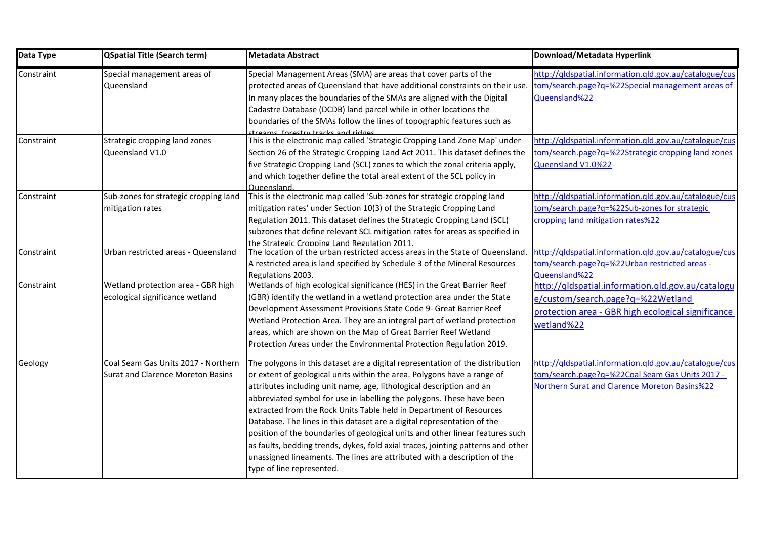| Data Type | QSpatial Title (Search term) | Metadata Abstract | Download/Metadata Hyperlink |
|---|---|---|---|
| Constraint | Special management areas of Queensland | Special Management Areas (SMA) are areas that cover parts of the protected areas of Queensland that have additional constraints on their use. In many places the boundaries of the SMAs are aligned with the Digital Cadastre Database (DCDB) land parcel while in other locations the boundaries of the SMAs follow the lines of topographic features such as streams, forestry tracks and ridges. | http://qldspatial.information.qld.gov.au/catalogue/custom/search.page?q=%22Special management areas of Queensland%22 |
| Constraint | Strategic cropping land zones Queensland V1.0 | This is the electronic map called 'Strategic Cropping Land Zone Map' under Section 26 of the Strategic Cropping Land Act 2011. This dataset defines the five Strategic Cropping Land (SCL) zones to which the zonal criteria apply, and which together define the total areal extent of the SCL policy in Queensland. | http://qldspatial.information.qld.gov.au/catalogue/custom/search.page?q=%22Strategic cropping land zones Queensland V1.0%22 |
| Constraint | Sub-zones for strategic cropping land mitigation rates | This is the electronic map called 'Sub-zones for strategic cropping land mitigation rates' under Section 10(3) of the Strategic Cropping Land Regulation 2011. This dataset defines the Strategic Cropping Land (SCL) subzones that define relevant SCL mitigation rates for areas as specified in the Strategic Cropping Land Regulation 2011. | http://qldspatial.information.qld.gov.au/catalogue/custom/search.page?q=%22Sub-zones for strategic cropping land mitigation rates%22 |
| Constraint | Urban restricted areas - Queensland | The location of the urban restricted access areas in the State of Queensland. A restricted area is land specified by Schedule 3 of the Mineral Resources Regulations 2003. | http://qldspatial.information.qld.gov.au/catalogue/custom/search.page?q=%22Urban restricted areas - Queensland%22 |
| Constraint | Wetland protection area - GBR high ecological significance wetland | Wetlands of high ecological significance (HES) in the Great Barrier Reef (GBR) identify the wetland in a wetland protection area under the State Development Assessment Provisions State Code 9- Great Barrier Reef Wetland Protection Area. They are an integral part of wetland protection areas, which are shown on the Map of Great Barrier Reef Wetland Protection Areas under the Environmental Protection Regulation 2019. | http://qldspatial.information.qld.gov.au/catalogue/custom/search.page?q=%22Wetland protection area - GBR high ecological significance wetland%22 |
| Geology | Coal Seam Gas Units 2017 - Northern Surat and Clarence Moreton Basins | The polygons in this dataset are a digital representation of the distribution or extent of geological units within the area. Polygons have a range of attributes including unit name, age, lithological description and an abbreviated symbol for use in labelling the polygons. These have been extracted from the Rock Units Table held in Department of Resources Database. The lines in this dataset are a digital representation of the position of the boundaries of geological units and other linear features such as faults, bedding trends, dykes, fold axial traces, jointing patterns and other unassigned lineaments. The lines are attributed with a description of the type of line represented. | http://qldspatial.information.qld.gov.au/catalogue/custom/search.page?q=%22Coal Seam Gas Units 2017 - Northern Surat and Clarence Moreton Basins%22 |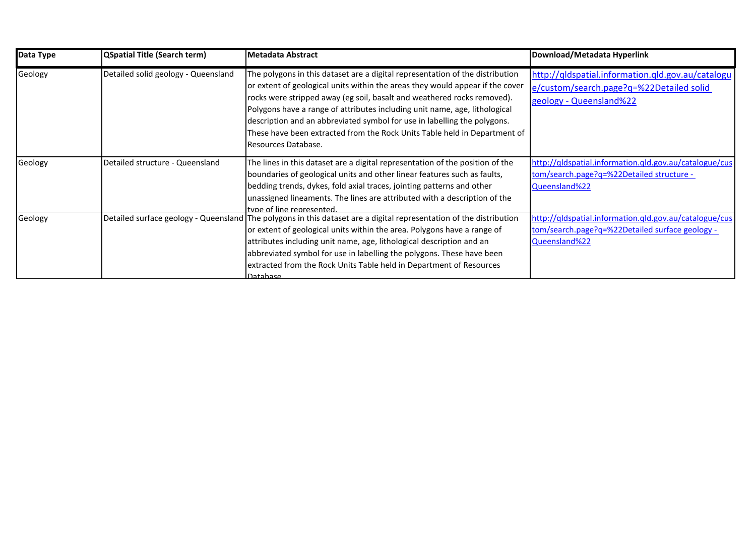| Data Type | QSpatial Title (Search term) | Metadata Abstract | Download/Metadata Hyperlink |
|---|---|---|---|
| Geology | Detailed solid geology - Queensland | The polygons in this dataset are a digital representation of the distribution or extent of geological units within the areas they would appear if the cover rocks were stripped away (eg soil, basalt and weathered rocks removed). Polygons have a range of attributes including unit name, age, lithological description and an abbreviated symbol for use in labelling the polygons. These have been extracted from the Rock Units Table held in Department of Resources Database. | http://qldspatial.information.qld.gov.au/catalogue/custom/search.page?q=%22Detailed solid geology - Queensland%22 |
| Geology | Detailed structure - Queensland | The lines in this dataset are a digital representation of the position of the boundaries of geological units and other linear features such as faults, bedding trends, dykes, fold axial traces, jointing patterns and other unassigned lineaments. The lines are attributed with a description of the type of line represented. | http://qldspatial.information.qld.gov.au/catalogue/custom/search.page?q=%22Detailed structure - Queensland%22 |
| Geology | Detailed surface geology - Queensland | The polygons in this dataset are a digital representation of the distribution or extent of geological units within the area. Polygons have a range of attributes including unit name, age, lithological description and an abbreviated symbol for use in labelling the polygons. These have been extracted from the Rock Units Table held in Department of Resources Database | http://qldspatial.information.qld.gov.au/catalogue/custom/search.page?q=%22Detailed surface geology - Queensland%22 |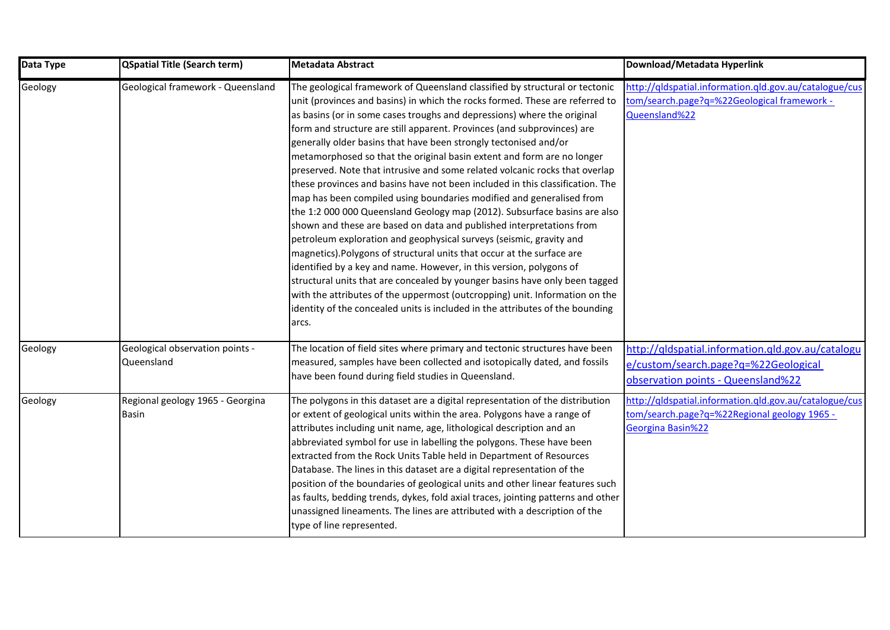| Data Type | QSpatial Title (Search term) | Metadata Abstract | Download/Metadata Hyperlink |
|---|---|---|---|
| Geology | Geological framework - Queensland | The geological framework of Queensland classified by structural or tectonic unit (provinces and basins) in which the rocks formed. These are referred to as basins (or in some cases troughs and depressions) where the original form and structure are still apparent. Provinces (and subprovinces) are generally older basins that have been strongly tectonised and/or metamorphosed so that the original basin extent and form are no longer preserved. Note that intrusive and some related volcanic rocks that overlap these provinces and basins have not been included in this classification. The map has been compiled using boundaries modified and generalised from the 1:2 000 000 Queensland Geology map (2012). Subsurface basins are also shown and these are based on data and published interpretations from petroleum exploration and geophysical surveys (seismic, gravity and magnetics).Polygons of structural units that occur at the surface are identified by a key and name. However, in this version, polygons of structural units that are concealed by younger basins have only been tagged with the attributes of the uppermost (outcropping) unit. Information on the identity of the concealed units is included in the attributes of the bounding arcs. | http://qldspatial.information.qld.gov.au/catalogue/custom/search.page?q=%22Geological framework - Queensland%22 |
| Geology | Geological observation points - Queensland | The location of field sites where primary and tectonic structures have been measured, samples have been collected and isotopically dated, and fossils have been found during field studies in Queensland. | http://qldspatial.information.qld.gov.au/catalogue/custom/search.page?q=%22Geological observation points - Queensland%22 |
| Geology | Regional geology 1965 - Georgina Basin | The polygons in this dataset are a digital representation of the distribution or extent of geological units within the area. Polygons have a range of attributes including unit name, age, lithological description and an abbreviated symbol for use in labelling the polygons. These have been extracted from the Rock Units Table held in Department of Resources Database. The lines in this dataset are a digital representation of the position of the boundaries of geological units and other linear features such as faults, bedding trends, dykes, fold axial traces, jointing patterns and other unassigned lineaments. The lines are attributed with a description of the type of line represented. | http://qldspatial.information.qld.gov.au/catalogue/custom/search.page?q=%22Regional geology 1965 - Georgina Basin%22 |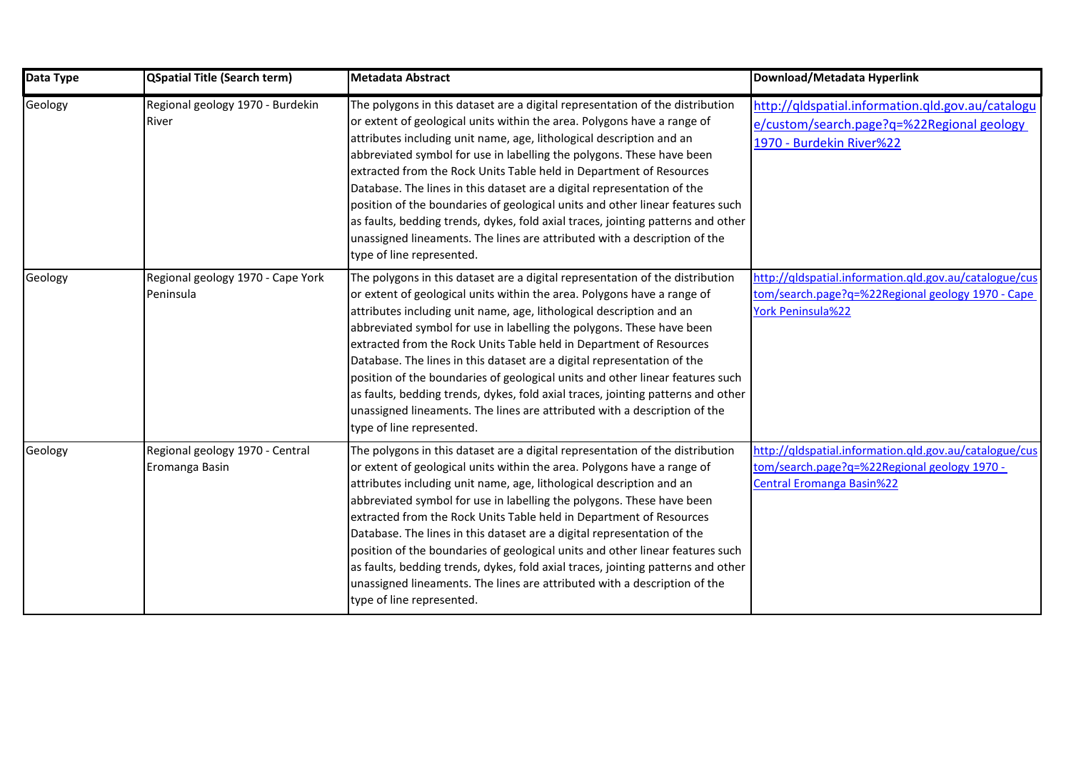| Data Type | QSpatial Title (Search term) | Metadata Abstract | Download/Metadata Hyperlink |
|---|---|---|---|
| Geology | Regional geology 1970 - Burdekin River | The polygons in this dataset are a digital representation of the distribution or extent of geological units within the area. Polygons have a range of attributes including unit name, age, lithological description and an abbreviated symbol for use in labelling the polygons. These have been extracted from the Rock Units Table held in Department of Resources Database. The lines in this dataset are a digital representation of the position of the boundaries of geological units and other linear features such as faults, bedding trends, dykes, fold axial traces, jointing patterns and other unassigned lineaments. The lines are attributed with a description of the type of line represented. | http://qldspatial.information.qld.gov.au/catalogue/custom/search.page?q=%22Regional geology 1970 - Burdekin River%22 |
| Geology | Regional geology 1970 - Cape York Peninsula | The polygons in this dataset are a digital representation of the distribution or extent of geological units within the area. Polygons have a range of attributes including unit name, age, lithological description and an abbreviated symbol for use in labelling the polygons. These have been extracted from the Rock Units Table held in Department of Resources Database. The lines in this dataset are a digital representation of the position of the boundaries of geological units and other linear features such as faults, bedding trends, dykes, fold axial traces, jointing patterns and other unassigned lineaments. The lines are attributed with a description of the type of line represented. | http://qldspatial.information.qld.gov.au/catalogue/custom/search.page?q=%22Regional geology 1970 - Cape York Peninsula%22 |
| Geology | Regional geology 1970 - Central Eromanga Basin | The polygons in this dataset are a digital representation of the distribution or extent of geological units within the area. Polygons have a range of attributes including unit name, age, lithological description and an abbreviated symbol for use in labelling the polygons. These have been extracted from the Rock Units Table held in Department of Resources Database. The lines in this dataset are a digital representation of the position of the boundaries of geological units and other linear features such as faults, bedding trends, dykes, fold axial traces, jointing patterns and other unassigned lineaments. The lines are attributed with a description of the type of line represented. | http://qldspatial.information.qld.gov.au/catalogue/custom/search.page?q=%22Regional geology 1970 - Central Eromanga Basin%22 |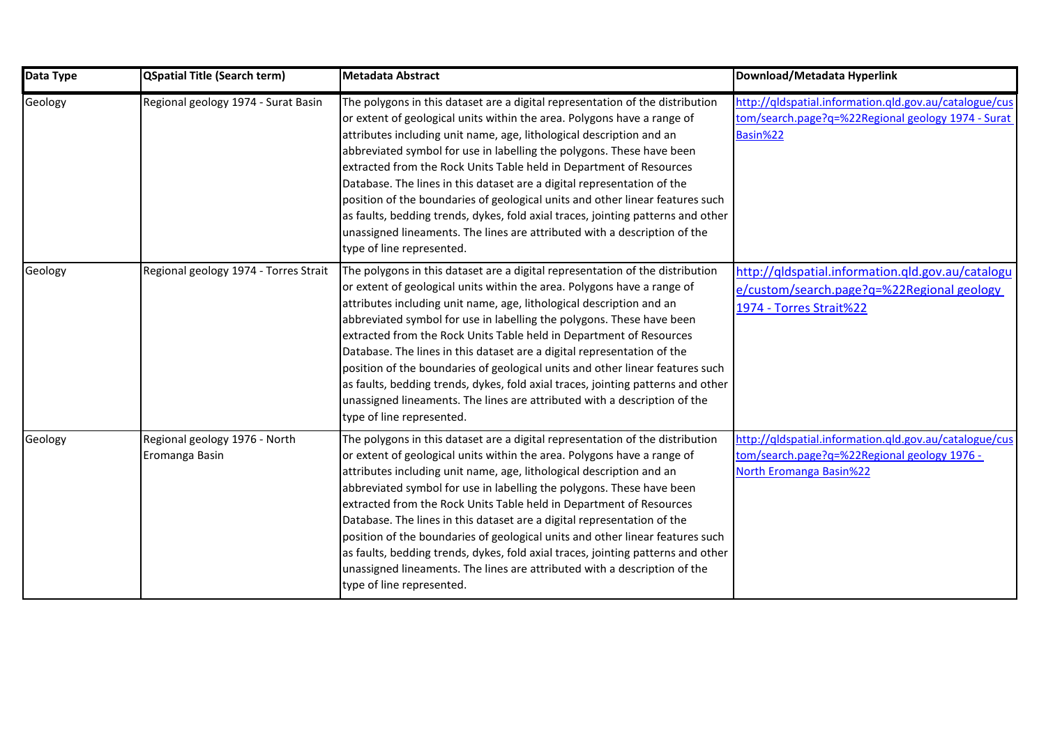| Data Type | QSpatial Title (Search term) | Metadata Abstract | Download/Metadata Hyperlink |
|---|---|---|---|
| Geology | Regional geology 1974 - Surat Basin | The polygons in this dataset are a digital representation of the distribution or extent of geological units within the area. Polygons have a range of attributes including unit name, age, lithological description and an abbreviated symbol for use in labelling the polygons. These have been extracted from the Rock Units Table held in Department of Resources Database. The lines in this dataset are a digital representation of the position of the boundaries of geological units and other linear features such as faults, bedding trends, dykes, fold axial traces, jointing patterns and other unassigned lineaments. The lines are attributed with a description of the type of line represented. | http://qldspatial.information.qld.gov.au/catalogue/custom/search.page?q=%22Regional geology 1974 - Surat Basin%22 |
| Geology | Regional geology 1974 - Torres Strait | The polygons in this dataset are a digital representation of the distribution or extent of geological units within the area. Polygons have a range of attributes including unit name, age, lithological description and an abbreviated symbol for use in labelling the polygons. These have been extracted from the Rock Units Table held in Department of Resources Database. The lines in this dataset are a digital representation of the position of the boundaries of geological units and other linear features such as faults, bedding trends, dykes, fold axial traces, jointing patterns and other unassigned lineaments. The lines are attributed with a description of the type of line represented. | http://qldspatial.information.qld.gov.au/catalogue/custom/search.page?q=%22Regional geology 1974 - Torres Strait%22 |
| Geology | Regional geology 1976 - North Eromanga Basin | The polygons in this dataset are a digital representation of the distribution or extent of geological units within the area. Polygons have a range of attributes including unit name, age, lithological description and an abbreviated symbol for use in labelling the polygons. These have been extracted from the Rock Units Table held in Department of Resources Database. The lines in this dataset are a digital representation of the position of the boundaries of geological units and other linear features such as faults, bedding trends, dykes, fold axial traces, jointing patterns and other unassigned lineaments. The lines are attributed with a description of the type of line represented. | http://qldspatial.information.qld.gov.au/catalogue/custom/search.page?q=%22Regional geology 1976 - North Eromanga Basin%22 |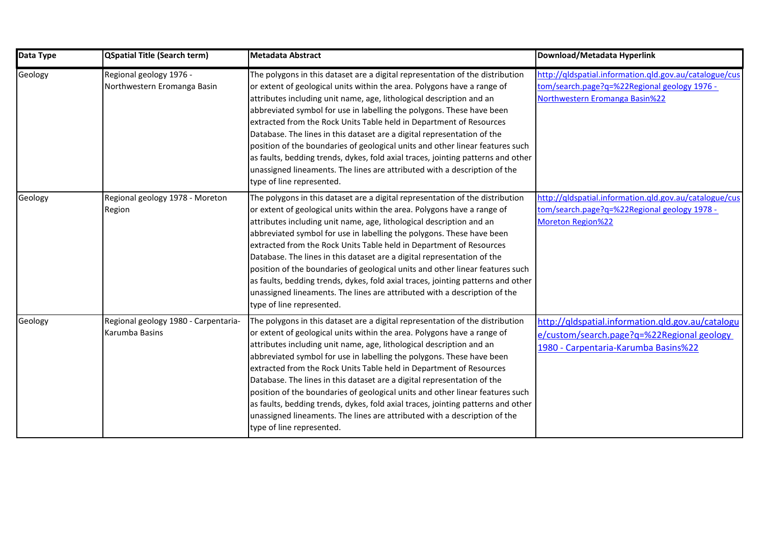| Data Type | QSpatial Title (Search term) | Metadata Abstract | Download/Metadata Hyperlink |
|---|---|---|---|
| Geology | Regional geology 1976 - Northwestern Eromanga Basin | The polygons in this dataset are a digital representation of the distribution or extent of geological units within the area. Polygons have a range of attributes including unit name, age, lithological description and an abbreviated symbol for use in labelling the polygons. These have been extracted from the Rock Units Table held in Department of Resources Database. The lines in this dataset are a digital representation of the position of the boundaries of geological units and other linear features such as faults, bedding trends, dykes, fold axial traces, jointing patterns and other unassigned lineaments. The lines are attributed with a description of the type of line represented. | http://qldspatial.information.qld.gov.au/catalogue/custom/search.page?q=%22Regional geology 1976 - Northwestern Eromanga Basin%22 |
| Geology | Regional geology 1978 - Moreton Region | The polygons in this dataset are a digital representation of the distribution or extent of geological units within the area. Polygons have a range of attributes including unit name, age, lithological description and an abbreviated symbol for use in labelling the polygons. These have been extracted from the Rock Units Table held in Department of Resources Database. The lines in this dataset are a digital representation of the position of the boundaries of geological units and other linear features such as faults, bedding trends, dykes, fold axial traces, jointing patterns and other unassigned lineaments. The lines are attributed with a description of the type of line represented. | http://qldspatial.information.qld.gov.au/catalogue/custom/search.page?q=%22Regional geology 1978 - Moreton Region%22 |
| Geology | Regional geology 1980 - Carpentaria-Karumba Basins | The polygons in this dataset are a digital representation of the distribution or extent of geological units within the area. Polygons have a range of attributes including unit name, age, lithological description and an abbreviated symbol for use in labelling the polygons. These have been extracted from the Rock Units Table held in Department of Resources Database. The lines in this dataset are a digital representation of the position of the boundaries of geological units and other linear features such as faults, bedding trends, dykes, fold axial traces, jointing patterns and other unassigned lineaments. The lines are attributed with a description of the type of line represented. | http://qldspatial.information.qld.gov.au/catalogue/custom/search.page?q=%22Regional geology 1980 - Carpentaria-Karumba Basins%22 |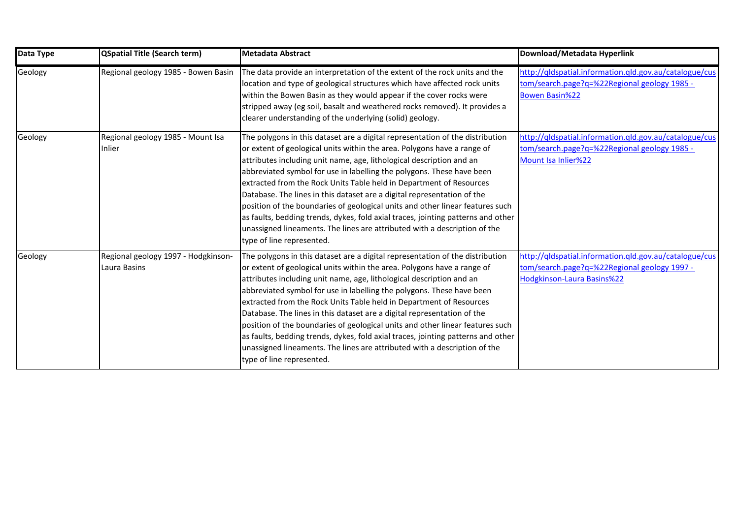| Data Type | QSpatial Title (Search term) | Metadata Abstract | Download/Metadata Hyperlink |
| --- | --- | --- | --- |
| Geology | Regional geology 1985 - Bowen Basin | The data provide an interpretation of the extent of the rock units and the location and type of geological structures which have affected rock units within the Bowen Basin as they would appear if the cover rocks were stripped away (eg soil, basalt and weathered rocks removed). It provides a clearer understanding of the underlying (solid) geology. | http://qldspatial.information.qld.gov.au/catalogue/custom/search.page?q=%22Regional geology 1985 - Bowen Basin%22 |
| Geology | Regional geology 1985 - Mount Isa Inlier | The polygons in this dataset are a digital representation of the distribution or extent of geological units within the area. Polygons have a range of attributes including unit name, age, lithological description and an abbreviated symbol for use in labelling the polygons. These have been extracted from the Rock Units Table held in Department of Resources Database. The lines in this dataset are a digital representation of the position of the boundaries of geological units and other linear features such as faults, bedding trends, dykes, fold axial traces, jointing patterns and other unassigned lineaments. The lines are attributed with a description of the type of line represented. | http://qldspatial.information.qld.gov.au/catalogue/custom/search.page?q=%22Regional geology 1985 - Mount Isa Inlier%22 |
| Geology | Regional geology 1997 - Hodgkinson-Laura Basins | The polygons in this dataset are a digital representation of the distribution or extent of geological units within the area. Polygons have a range of attributes including unit name, age, lithological description and an abbreviated symbol for use in labelling the polygons. These have been extracted from the Rock Units Table held in Department of Resources Database. The lines in this dataset are a digital representation of the position of the boundaries of geological units and other linear features such as faults, bedding trends, dykes, fold axial traces, jointing patterns and other unassigned lineaments. The lines are attributed with a description of the type of line represented. | http://qldspatial.information.qld.gov.au/catalogue/custom/search.page?q=%22Regional geology 1997 - Hodgkinson-Laura Basins%22 |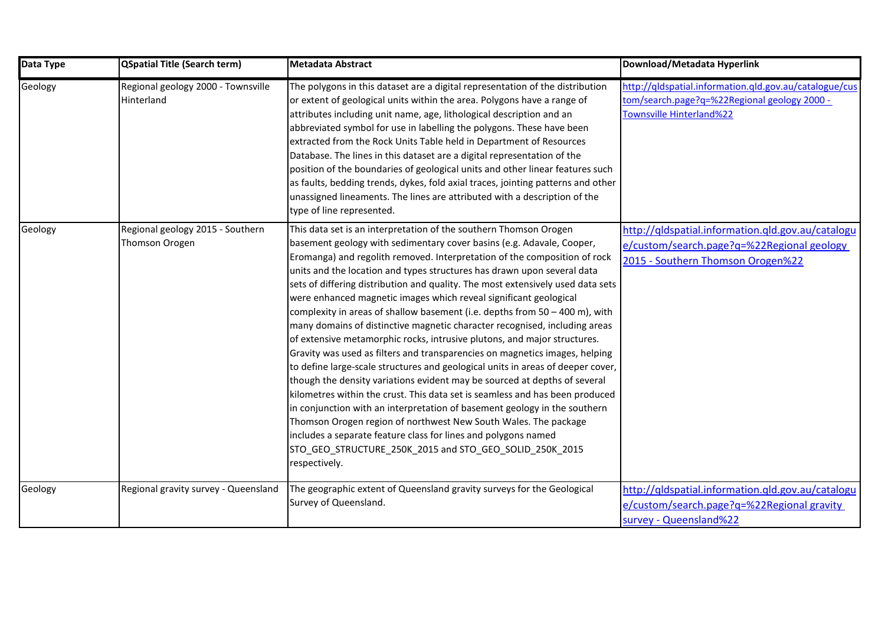| Data Type | QSpatial Title (Search term) | Metadata Abstract | Download/Metadata Hyperlink |
|---|---|---|---|
| Geology | Regional geology 2000 - Townsville Hinterland | The polygons in this dataset are a digital representation of the distribution or extent of geological units within the area. Polygons have a range of attributes including unit name, age, lithological description and an abbreviated symbol for use in labelling the polygons. These have been extracted from the Rock Units Table held in Department of Resources Database. The lines in this dataset are a digital representation of the position of the boundaries of geological units and other linear features such as faults, bedding trends, dykes, fold axial traces, jointing patterns and other unassigned lineaments. The lines are attributed with a description of the type of line represented. | http://qldspatial.information.qld.gov.au/catalogue/custom/search.page?q=%22Regional geology 2000 - Townsville Hinterland%22 |
| Geology | Regional geology 2015 - Southern Thomson Orogen | This data set is an interpretation of the southern Thomson Orogen basement geology with sedimentary cover basins (e.g. Adavale, Cooper, Eromanga) and regolith removed. Interpretation of the composition of rock units and the location and types structures has drawn upon several data sets of differing distribution and quality. The most extensively used data sets were enhanced magnetic images which reveal significant geological complexity in areas of shallow basement (i.e. depths from 50 – 400 m), with many domains of distinctive magnetic character recognised, including areas of extensive metamorphic rocks, intrusive plutons, and major structures. Gravity was used as filters and transparencies on magnetics images, helping to define large-scale structures and geological units in areas of deeper cover, though the density variations evident may be sourced at depths of several kilometres within the crust. This data set is seamless and has been produced in conjunction with an interpretation of basement geology in the southern Thomson Orogen region of northwest New South Wales. The package includes a separate feature class for lines and polygons named STO_GEO_STRUCTURE_250K_2015 and STO_GEO_SOLID_250K_2015 respectively. | http://qldspatial.information.qld.gov.au/catalogue/custom/search.page?q=%22Regional geology 2015 - Southern Thomson Orogen%22 |
| Geology | Regional gravity survey - Queensland | The geographic extent of Queensland gravity surveys for the Geological Survey of Queensland. | http://qldspatial.information.qld.gov.au/catalogue/custom/search.page?q=%22Regional gravity survey - Queensland%22 |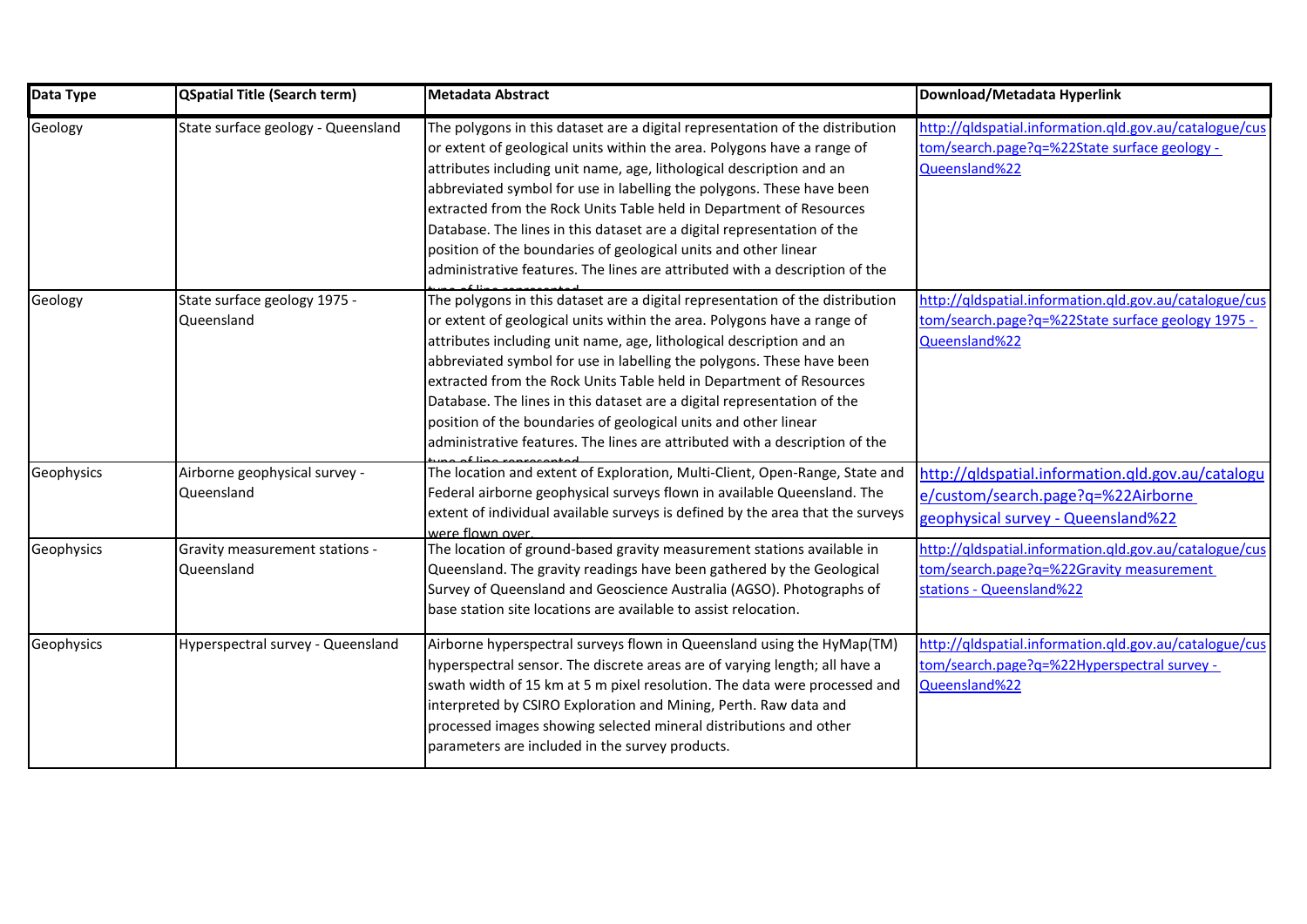| Data Type | QSpatial Title (Search term) | Metadata Abstract | Download/Metadata Hyperlink |
|---|---|---|---|
| Geology | State surface geology - Queensland | The polygons in this dataset are a digital representation of the distribution or extent of geological units within the area. Polygons have a range of attributes including unit name, age, lithological description and an abbreviated symbol for use in labelling the polygons. These have been extracted from the Rock Units Table held in Department of Resources Database. The lines in this dataset are a digital representation of the position of the boundaries of geological units and other linear administrative features. The lines are attributed with a description of the type of line represented. | http://qldspatial.information.qld.gov.au/catalogue/custom/search.page?q=%22State surface geology - Queensland%22 |
| Geology | State surface geology 1975 - Queensland | The polygons in this dataset are a digital representation of the distribution or extent of geological units within the area. Polygons have a range of attributes including unit name, age, lithological description and an abbreviated symbol for use in labelling the polygons. These have been extracted from the Rock Units Table held in Department of Resources Database. The lines in this dataset are a digital representation of the position of the boundaries of geological units and other linear administrative features. The lines are attributed with a description of the type of line represented. | http://qldspatial.information.qld.gov.au/catalogue/custom/search.page?q=%22State surface geology 1975 - Queensland%22 |
| Geophysics | Airborne geophysical survey - Queensland | The location and extent of Exploration, Multi-Client, Open-Range, State and Federal airborne geophysical surveys flown in available Queensland. The extent of individual available surveys is defined by the area that the surveys were flown over. | http://qldspatial.information.qld.gov.au/catalogue/custom/search.page?q=%22Airborne geophysical survey - Queensland%22 |
| Geophysics | Gravity measurement stations - Queensland | The location of ground-based gravity measurement stations available in Queensland. The gravity readings have been gathered by the Geological Survey of Queensland and Geoscience Australia (AGSO). Photographs of base station site locations are available to assist relocation. | http://qldspatial.information.qld.gov.au/catalogue/custom/search.page?q=%22Gravity measurement stations - Queensland%22 |
| Geophysics | Hyperspectral survey - Queensland | Airborne hyperspectral surveys flown in Queensland using the HyMap(TM) hyperspectral sensor. The discrete areas are of varying length; all have a swath width of 15 km at 5 m pixel resolution. The data were processed and interpreted by CSIRO Exploration and Mining, Perth. Raw data and processed images showing selected mineral distributions and other parameters are included in the survey products. | http://qldspatial.information.qld.gov.au/catalogue/custom/search.page?q=%22Hyperspectral survey - Queensland%22 |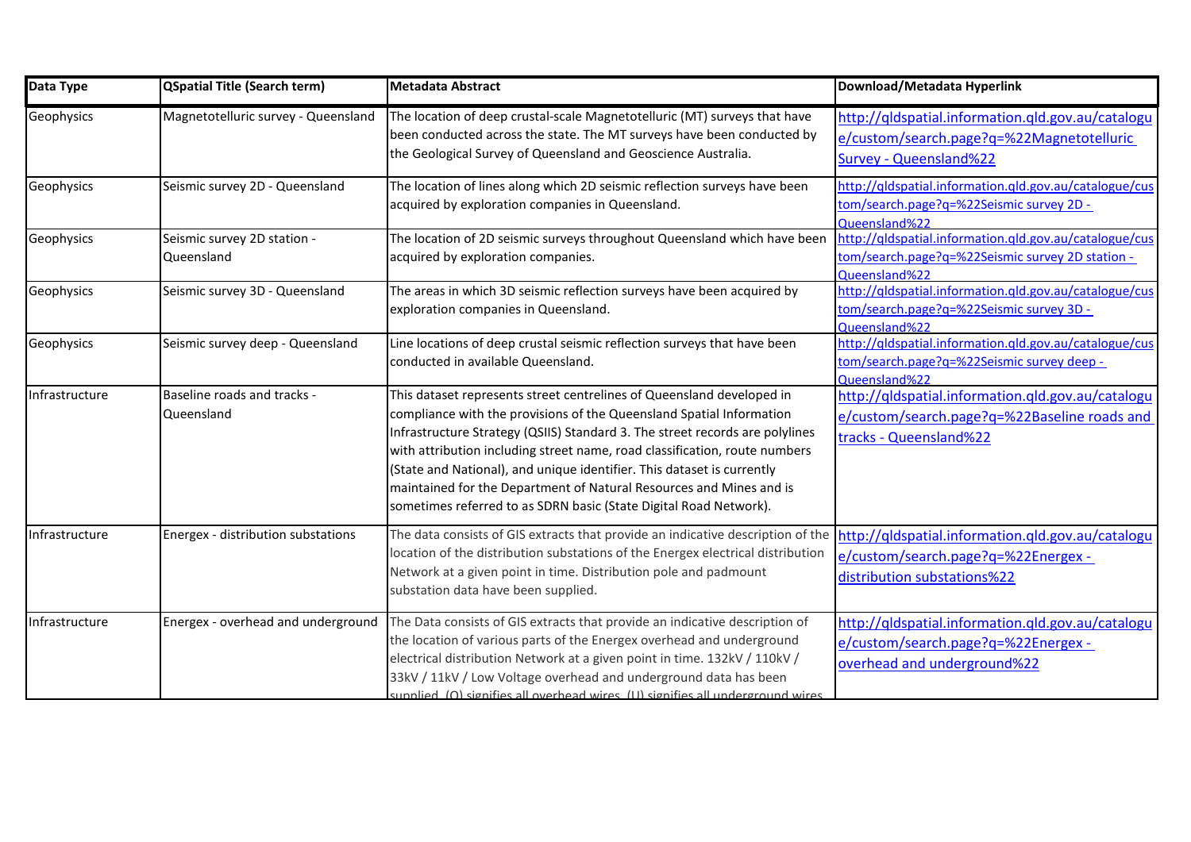| Data Type | QSpatial Title (Search term) | Metadata Abstract | Download/Metadata Hyperlink |
|---|---|---|---|
| Geophysics | Magnetotelluric survey - Queensland | The location of deep crustal-scale Magnetotelluric (MT) surveys that have been conducted across the state. The MT surveys have been conducted by the Geological Survey of Queensland and Geoscience Australia. | http://qldspatial.information.qld.gov.au/catalogue/custom/search.page?q=%22Magnetotelluric Survey - Queensland%22 |
| Geophysics | Seismic survey 2D - Queensland | The location of lines along which 2D seismic reflection surveys have been acquired by exploration companies in Queensland. | http://qldspatial.information.qld.gov.au/catalogue/custom/search.page?q=%22Seismic survey 2D - Queensland%22 |
| Geophysics | Seismic survey 2D station - Queensland | The location of 2D seismic surveys throughout Queensland which have been acquired by exploration companies. | http://qldspatial.information.qld.gov.au/catalogue/custom/search.page?q=%22Seismic survey 2D station - Queensland%22 |
| Geophysics | Seismic survey 3D - Queensland | The areas in which 3D seismic reflection surveys have been acquired by exploration companies in Queensland. | http://qldspatial.information.qld.gov.au/catalogue/custom/search.page?q=%22Seismic survey 3D - Queensland%22 |
| Geophysics | Seismic survey deep - Queensland | Line locations of deep crustal seismic reflection surveys that have been conducted in available Queensland. | http://qldspatial.information.qld.gov.au/catalogue/custom/search.page?q=%22Seismic survey deep - Queensland%22 |
| Infrastructure | Baseline roads and tracks - Queensland | This dataset represents street centrelines of Queensland developed in compliance with the provisions of the Queensland Spatial Information Infrastructure Strategy (QSIIS) Standard 3. The street records are polylines with attribution including street name, road classification, route numbers (State and National), and unique identifier. This dataset is currently maintained for the Department of Natural Resources and Mines and is sometimes referred to as SDRN basic (State Digital Road Network). | http://qldspatial.information.qld.gov.au/catalogue/custom/search.page?q=%22Baseline roads and tracks - Queensland%22 |
| Infrastructure | Energex - distribution substations | The data consists of GIS extracts that provide an indicative description of the location of the distribution substations of the Energex electrical distribution Network at a given point in time. Distribution pole and padmount substation data have been supplied. | http://qldspatial.information.qld.gov.au/catalogue/custom/search.page?q=%22Energex - distribution substations%22 |
| Infrastructure | Energex - overhead and underground | The Data consists of GIS extracts that provide an indicative description of the location of various parts of the Energex overhead and underground electrical distribution Network at a given point in time. 132kV / 110kV / 33kV / 11kV / Low Voltage overhead and underground data has been supplied. (O) signifies all overhead wires. (U) signifies all underground wires. | http://qldspatial.information.qld.gov.au/catalogue/custom/search.page?q=%22Energex - overhead and underground%22 |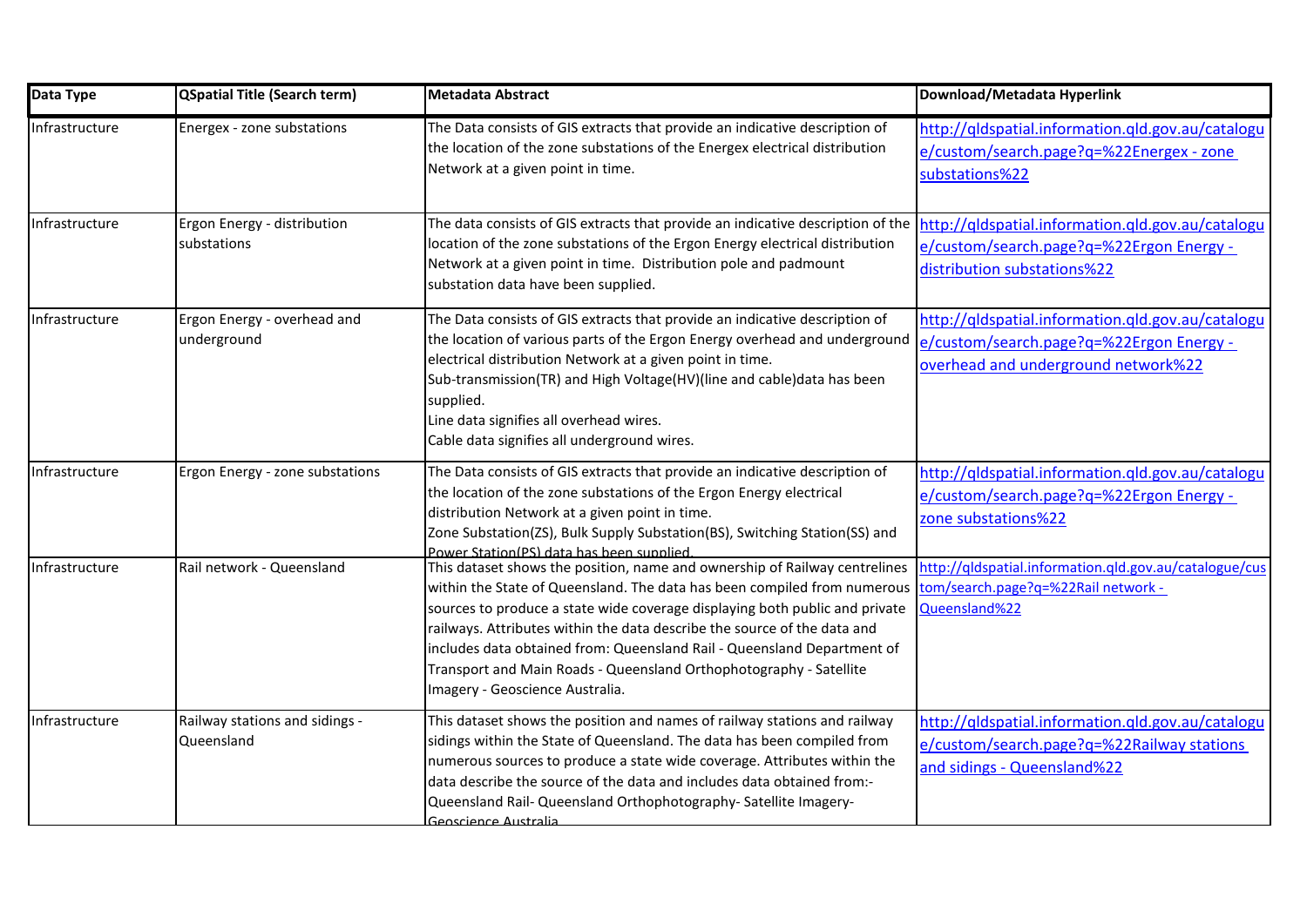| Data Type | QSpatial Title (Search term) | Metadata Abstract | Download/Metadata Hyperlink |
|---|---|---|---|
| Infrastructure | Energex - zone substations | The Data consists of GIS extracts that provide an indicative description of the location of the zone substations of the Energex electrical distribution Network at a given point in time. | http://qldspatial.information.qld.gov.au/catalogue/custom/search.page?q=%22Energex - zone substations%22 |
| Infrastructure | Ergon Energy - distribution substations | The data consists of GIS extracts that provide an indicative description of the location of the zone substations of the Ergon Energy electrical distribution Network at a given point in time. Distribution pole and padmount substation data have been supplied. | http://qldspatial.information.qld.gov.au/catalogue/custom/search.page?q=%22Ergon Energy - distribution substations%22 |
| Infrastructure | Ergon Energy - overhead and underground | The Data consists of GIS extracts that provide an indicative description of the location of various parts of the Ergon Energy overhead and underground electrical distribution Network at a given point in time. Sub-transmission(TR) and High Voltage(HV)(line and cable)data has been supplied. Line data signifies all overhead wires. Cable data signifies all underground wires. | http://qldspatial.information.qld.gov.au/catalogue/custom/search.page?q=%22Ergon Energy - overhead and underground network%22 |
| Infrastructure | Ergon Energy - zone substations | The Data consists of GIS extracts that provide an indicative description of the location of the zone substations of the Ergon Energy electrical distribution Network at a given point in time. Zone Substation(ZS), Bulk Supply Substation(BS), Switching Station(SS) and Power Station(PS) data has been supplied. | http://qldspatial.information.qld.gov.au/catalogue/custom/search.page?q=%22Ergon Energy - zone substations%22 |
| Infrastructure | Rail network - Queensland | This dataset shows the position, name and ownership of Railway centrelines within the State of Queensland. The data has been compiled from numerous sources to produce a state wide coverage displaying both public and private railways. Attributes within the data describe the source of the data and includes data obtained from: Queensland Rail - Queensland Department of Transport and Main Roads - Queensland Orthophotography - Satellite Imagery - Geoscience Australia. | http://qldspatial.information.qld.gov.au/catalogue/custom/search.page?q=%22Rail network - Queensland%22 |
| Infrastructure | Railway stations and sidings - Queensland | This dataset shows the position and names of railway stations and railway sidings within the State of Queensland. The data has been compiled from numerous sources to produce a state wide coverage. Attributes within the data describe the source of the data and includes data obtained from:- Queensland Rail- Queensland Orthophotography- Satellite Imagery- Geoscience Australia | http://qldspatial.information.qld.gov.au/catalogue/custom/search.page?q=%22Railway stations and sidings - Queensland%22 |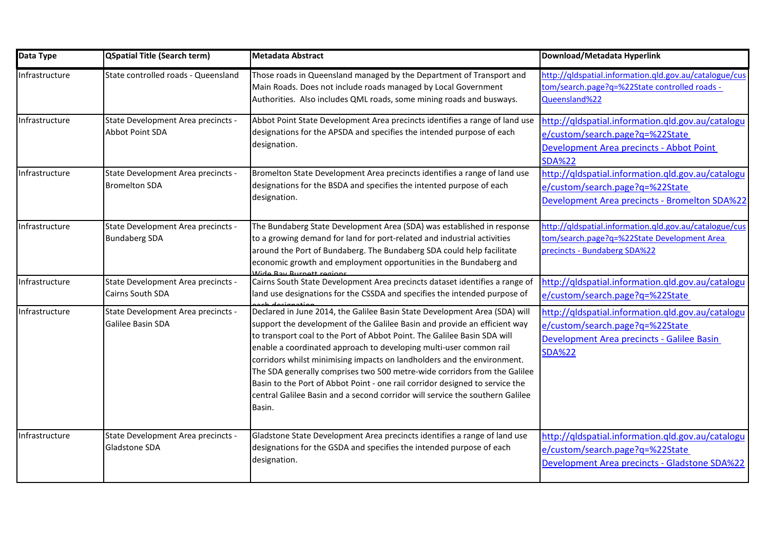| Data Type | QSpatial Title (Search term) | Metadata Abstract | Download/Metadata Hyperlink |
|---|---|---|---|
| Infrastructure | State controlled roads - Queensland | Those roads in Queensland managed by the Department of Transport and Main Roads. Does not include roads managed by Local Government Authorities. Also includes QML roads, some mining roads and busways. | http://qldspatial.information.qld.gov.au/catalogue/custom/search.page?q=%22State controlled roads - Queensland%22 |
| Infrastructure | State Development Area precincts - Abbot Point SDA | Abbot Point State Development Area precincts identifies a range of land use designations for the APSDA and specifies the intended purpose of each designation. | http://qldspatial.information.qld.gov.au/catalogue/custom/search.page?q=%22State Development Area precincts - Abbot Point SDA%22 |
| Infrastructure | State Development Area precincts - Bromelton SDA | Bromelton State Development Area precincts identifies a range of land use designations for the BSDA and specifies the intented purpose of each designation. | http://qldspatial.information.qld.gov.au/catalogue/custom/search.page?q=%22State Development Area precincts - Bromelton SDA%22 |
| Infrastructure | State Development Area precincts - Bundaberg SDA | The Bundaberg State Development Area (SDA) was established in response to a growing demand for land for port-related and industrial activities around the Port of Bundaberg. The Bundaberg SDA could help facilitate economic growth and employment opportunities in the Bundaberg and Wide Bay Burnett regions. | http://qldspatial.information.qld.gov.au/catalogue/custom/search.page?q=%22State Development Area precincts - Bundaberg SDA%22 |
| Infrastructure | State Development Area precincts - Cairns South SDA | Cairns South State Development Area precincts dataset identifies a range of land use designations for the CSSDA and specifies the intended purpose of each designation. | http://qldspatial.information.qld.gov.au/catalogue/custom/search.page?q=%22State |
| Infrastructure | State Development Area precincts - Galilee Basin SDA | Declared in June 2014, the Galilee Basin State Development Area (SDA) will support the development of the Galilee Basin and provide an efficient way to transport coal to the Port of Abbot Point. The Galilee Basin SDA will enable a coordinated approach to developing multi-user common rail corridors whilst minimising impacts on landholders and the environment. The SDA generally comprises two 500 metre-wide corridors from the Galilee Basin to the Port of Abbot Point - one rail corridor designed to service the central Galilee Basin and a second corridor will service the southern Galilee Basin. | http://qldspatial.information.qld.gov.au/catalogue/custom/search.page?q=%22State Development Area precincts - Galilee Basin SDA%22 |
| Infrastructure | State Development Area precincts - Gladstone SDA | Gladstone State Development Area precincts identifies a range of land use designations for the GSDA and specifies the intended purpose of each designation. | http://qldspatial.information.qld.gov.au/catalogue/custom/search.page?q=%22State Development Area precincts - Gladstone SDA%22 |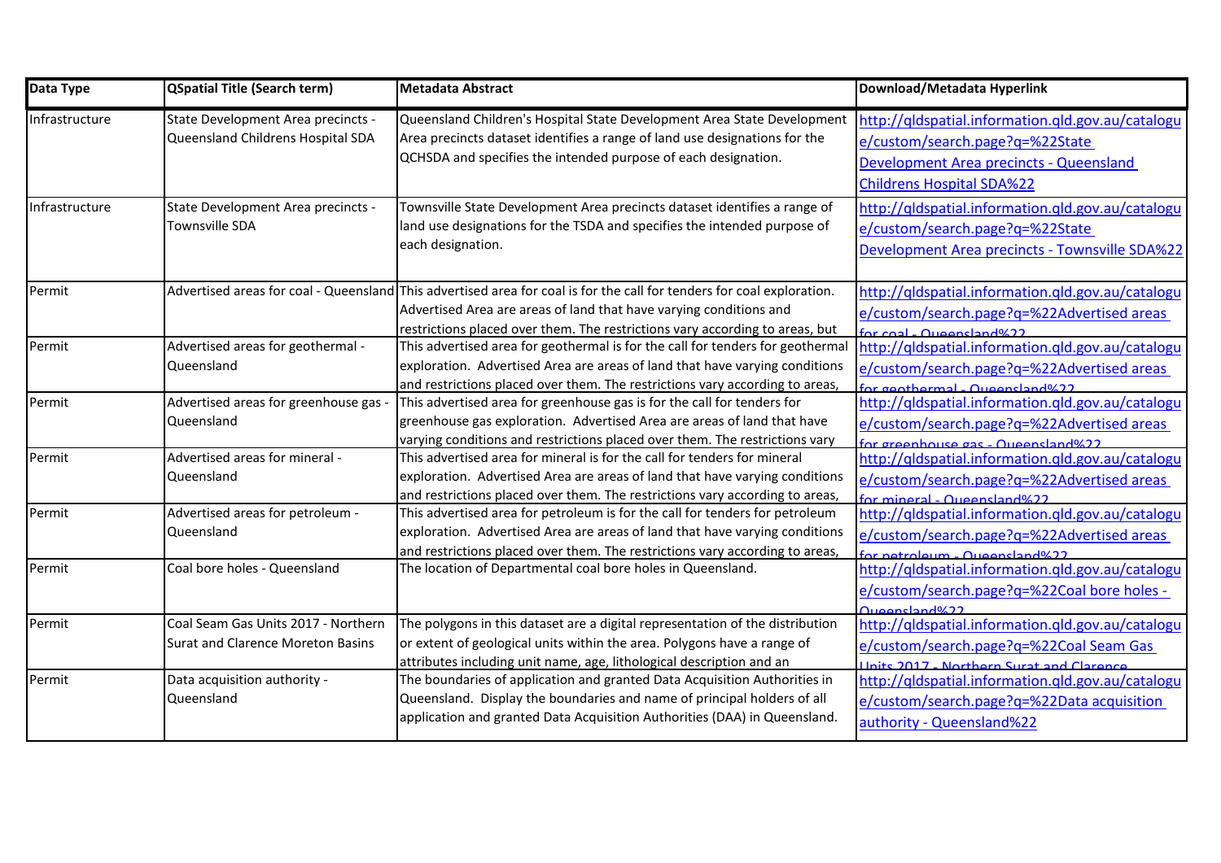| Data Type | QSpatial Title (Search term) | Metadata Abstract | Download/Metadata Hyperlink |
|---|---|---|---|
| Infrastructure | State Development Area precincts - Queensland Childrens Hospital SDA | Queensland Children's Hospital State Development Area State Development Area precincts dataset identifies a range of land use designations for the QCHSDA and specifies the intended purpose of each designation. | http://qldspatial.information.qld.gov.au/catalogue/custom/search.page?q=%22State Development Area precincts - Queensland Childrens Hospital SDA%22 |
| Infrastructure | State Development Area precincts - Townsville SDA | Townsville State Development Area precincts dataset identifies a range of land use designations for the TSDA and specifies the intended purpose of each designation. | http://qldspatial.information.qld.gov.au/catalogue/custom/search.page?q=%22State Development Area precincts - Townsville SDA%22 |
| Permit | Advertised areas for coal - Queensland | This advertised area for coal is for the call for tenders for coal exploration. Advertised Area are areas of land that have varying conditions and restrictions placed over them. The restrictions vary according to areas, but | http://qldspatial.information.qld.gov.au/catalogue/custom/search.page?q=%22Advertised areas for coal - Queensland%22 |
| Permit | Advertised areas for geothermal - Queensland | This advertised area for geothermal is for the call for tenders for geothermal exploration. Advertised Area are areas of land that have varying conditions and restrictions placed over them. The restrictions vary according to areas, | http://qldspatial.information.qld.gov.au/catalogue/custom/search.page?q=%22Advertised areas for geothermal - Queensland%22 |
| Permit | Advertised areas for greenhouse gas - Queensland | This advertised area for greenhouse gas is for the call for tenders for greenhouse gas exploration. Advertised Area are areas of land that have varying conditions and restrictions placed over them. The restrictions vary | http://qldspatial.information.qld.gov.au/catalogue/custom/search.page?q=%22Advertised areas for greenhouse gas - Queensland%22 |
| Permit | Advertised areas for mineral - Queensland | This advertised area for mineral is for the call for tenders for mineral exploration. Advertised Area are areas of land that have varying conditions and restrictions placed over them. The restrictions vary according to areas, | http://qldspatial.information.qld.gov.au/catalogue/custom/search.page?q=%22Advertised areas for mineral - Queensland%22 |
| Permit | Advertised areas for petroleum - Queensland | This advertised area for petroleum is for the call for tenders for petroleum exploration. Advertised Area are areas of land that have varying conditions and restrictions placed over them. The restrictions vary according to areas, | http://qldspatial.information.qld.gov.au/catalogue/custom/search.page?q=%22Advertised areas for petroleum - Queensland%22 |
| Permit | Coal bore holes - Queensland | The location of Departmental coal bore holes in Queensland. | http://qldspatial.information.qld.gov.au/catalogue/custom/search.page?q=%22Coal bore holes - Queensland%22 |
| Permit | Coal Seam Gas Units 2017 - Northern Surat and Clarence Moreton Basins | The polygons in this dataset are a digital representation of the distribution or extent of geological units within the area. Polygons have a range of attributes including unit name, age, lithological description and an | http://qldspatial.information.qld.gov.au/catalogue/custom/search.page?q=%22Coal Seam Gas Units 2017 - Northern Surat and Clarence |
| Permit | Data acquisition authority - Queensland | The boundaries of application and granted Data Acquisition Authorities in Queensland. Display the boundaries and name of principal holders of all application and granted Data Acquisition Authorities (DAA) in Queensland. | http://qldspatial.information.qld.gov.au/catalogue/custom/search.page?q=%22Data acquisition authority - Queensland%22 |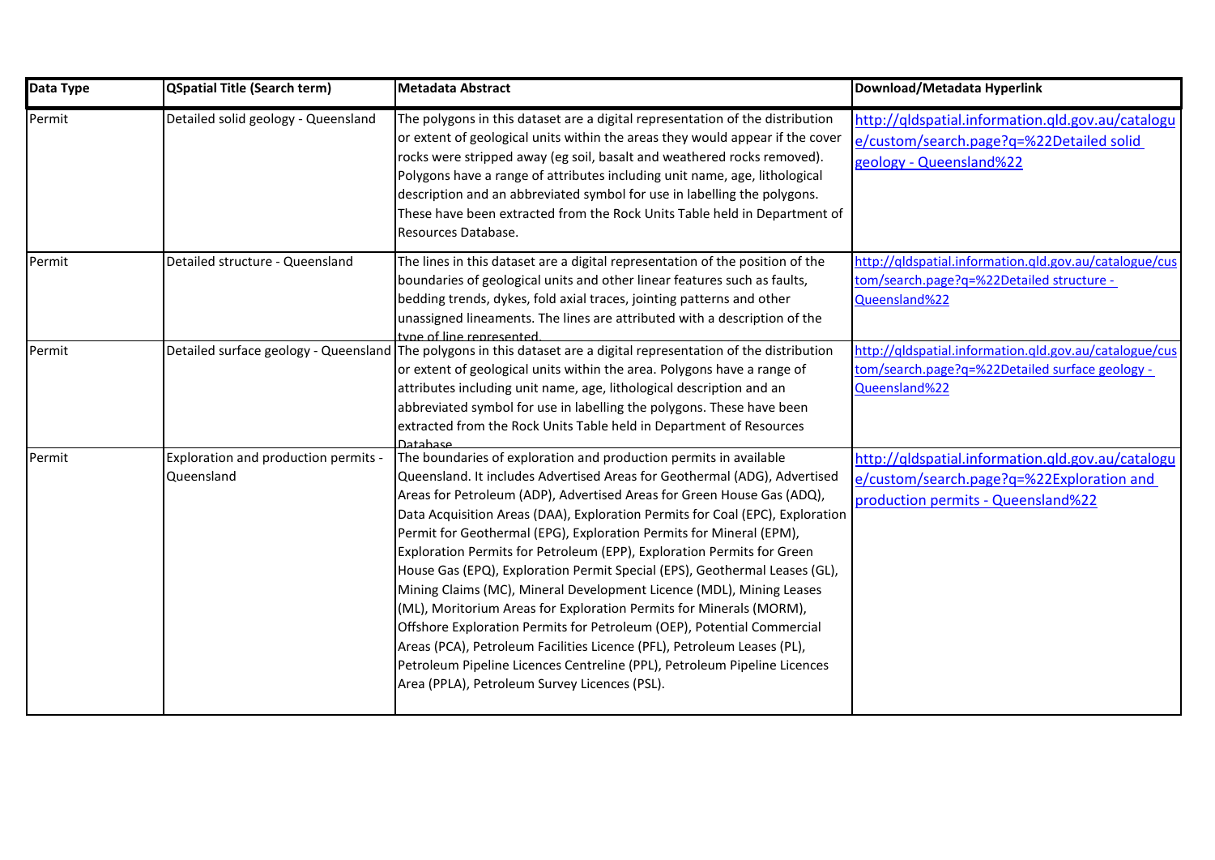| Data Type | QSpatial Title (Search term) | Metadata Abstract | Download/Metadata Hyperlink |
|---|---|---|---|
| Permit | Detailed solid geology - Queensland | The polygons in this dataset are a digital representation of the distribution or extent of geological units within the areas they would appear if the cover rocks were stripped away (eg soil, basalt and weathered rocks removed). Polygons have a range of attributes including unit name, age, lithological description and an abbreviated symbol for use in labelling the polygons. These have been extracted from the Rock Units Table held in Department of Resources Database. | http://qldspatial.information.qld.gov.au/catalogue/custom/search.page?q=%22Detailed solid geology - Queensland%22 |
| Permit | Detailed structure - Queensland | The lines in this dataset are a digital representation of the position of the boundaries of geological units and other linear features such as faults, bedding trends, dykes, fold axial traces, jointing patterns and other unassigned lineaments. The lines are attributed with a description of the type of line represented. | http://qldspatial.information.qld.gov.au/catalogue/custom/search.page?q=%22Detailed structure - Queensland%22 |
| Permit | Detailed surface geology - Queensland | The polygons in this dataset are a digital representation of the distribution or extent of geological units within the area. Polygons have a range of attributes including unit name, age, lithological description and an abbreviated symbol for use in labelling the polygons. These have been extracted from the Rock Units Table held in Department of Resources Database. | http://qldspatial.information.qld.gov.au/catalogue/custom/search.page?q=%22Detailed surface geology - Queensland%22 |
| Permit | Exploration and production permits - Queensland | The boundaries of exploration and production permits in available Queensland. It includes Advertised Areas for Geothermal (ADG), Advertised Areas for Petroleum (ADP), Advertised Areas for Green House Gas (ADQ), Data Acquisition Areas (DAA), Exploration Permits for Coal (EPC), Exploration Permit for Geothermal (EPG), Exploration Permits for Mineral (EPM), Exploration Permits for Petroleum (EPP), Exploration Permits for Green House Gas (EPQ), Exploration Permit Special (EPS), Geothermal Leases (GL), Mining Claims (MC), Mineral Development Licence (MDL), Mining Leases (ML), Moritorium Areas for Exploration Permits for Minerals (MORM), Offshore Exploration Permits for Petroleum (OEP), Potential Commercial Areas (PCA), Petroleum Facilities Licence (PFL), Petroleum Leases (PL), Petroleum Pipeline Licences Centreline (PPL), Petroleum Pipeline Licences Area (PPLA), Petroleum Survey Licences (PSL). | http://qldspatial.information.qld.gov.au/catalogue/custom/search.page?q=%22Exploration and production permits - Queensland%22 |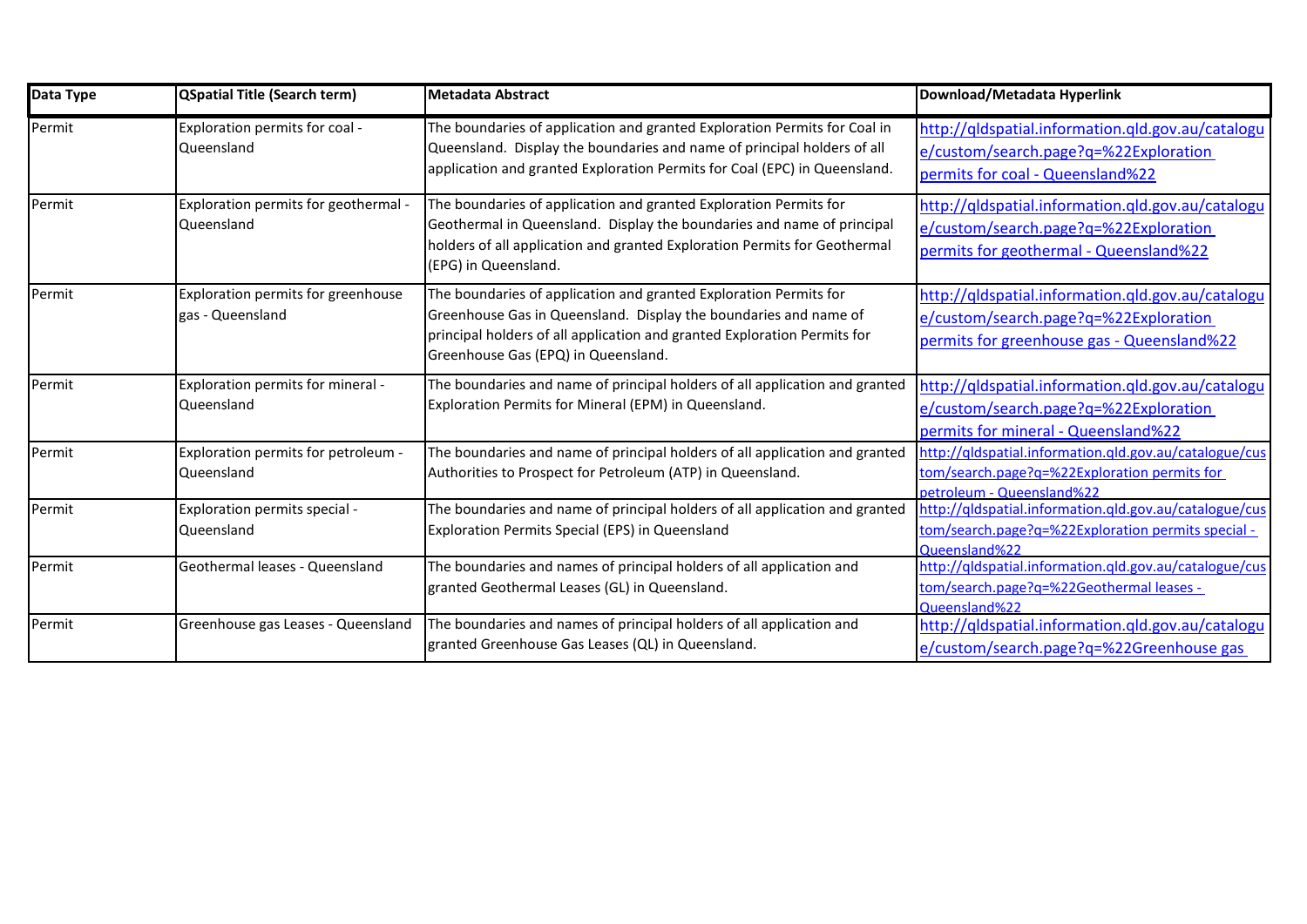| Data Type | QSpatial Title (Search term) | Metadata Abstract | Download/Metadata Hyperlink |
|---|---|---|---|
| Permit | Exploration permits for coal - Queensland | The boundaries of application and granted Exploration Permits for Coal in Queensland. Display the boundaries and name of principal holders of all application and granted Exploration Permits for Coal (EPC) in Queensland. | http://qldspatial.information.qld.gov.au/catalogue/custom/search.page?q=%22Exploration permits for coal - Queensland%22 |
| Permit | Exploration permits for geothermal - Queensland | The boundaries of application and granted Exploration Permits for Geothermal in Queensland. Display the boundaries and name of principal holders of all application and granted Exploration Permits for Geothermal (EPG) in Queensland. | http://qldspatial.information.qld.gov.au/catalogue/custom/search.page?q=%22Exploration permits for geothermal - Queensland%22 |
| Permit | Exploration permits for greenhouse gas - Queensland | The boundaries of application and granted Exploration Permits for Greenhouse Gas in Queensland. Display the boundaries and name of principal holders of all application and granted Exploration Permits for Greenhouse Gas (EPQ) in Queensland. | http://qldspatial.information.qld.gov.au/catalogue/custom/search.page?q=%22Exploration permits for greenhouse gas - Queensland%22 |
| Permit | Exploration permits for mineral - Queensland | The boundaries and name of principal holders of all application and granted Exploration Permits for Mineral (EPM) in Queensland. | http://qldspatial.information.qld.gov.au/catalogue/custom/search.page?q=%22Exploration permits for mineral - Queensland%22 |
| Permit | Exploration permits for petroleum - Queensland | The boundaries and name of principal holders of all application and granted Authorities to Prospect for Petroleum (ATP) in Queensland. | http://qldspatial.information.qld.gov.au/catalogue/custom/search.page?q=%22Exploration permits for petroleum - Queensland%22 |
| Permit | Exploration permits special - Queensland | The boundaries and name of principal holders of all application and granted Exploration Permits Special (EPS) in Queensland | http://qldspatial.information.qld.gov.au/catalogue/custom/search.page?q=%22Exploration permits special - Queensland%22 |
| Permit | Geothermal leases - Queensland | The boundaries and names of principal holders of all application and granted Geothermal Leases (GL) in Queensland. | http://qldspatial.information.qld.gov.au/catalogue/custom/search.page?q=%22Geothermal leases - Queensland%22 |
| Permit | Greenhouse gas Leases - Queensland | The boundaries and names of principal holders of all application and granted Greenhouse Gas Leases (QL) in Queensland. | http://qldspatial.information.qld.gov.au/catalogue/custom/search.page?q=%22Greenhouse gas |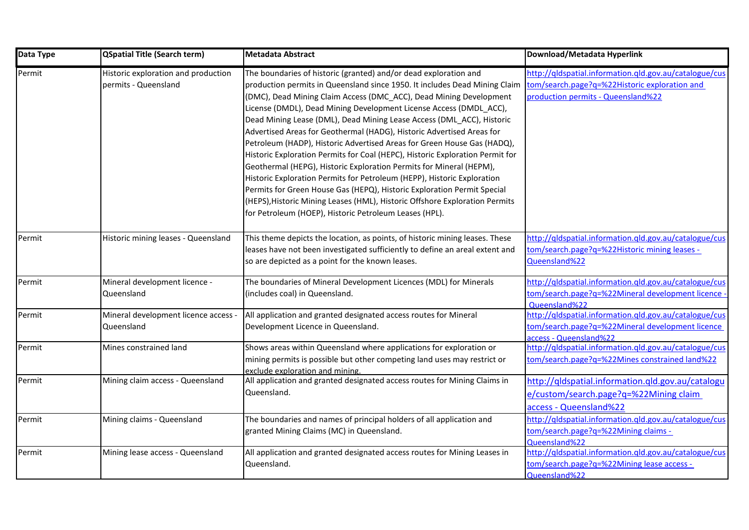| Data Type | QSpatial Title (Search term) | Metadata Abstract | Download/Metadata Hyperlink |
|---|---|---|---|
| Permit | Historic exploration and production permits - Queensland | The boundaries of historic (granted) and/or dead exploration and production permits in Queensland since 1950. It includes Dead Mining Claim (DMC), Dead Mining Claim Access (DMC_ACC), Dead Mining Development License (DMDL), Dead Mining Development License Access (DMDL_ACC), Dead Mining Lease (DML), Dead Mining Lease Access (DML_ACC), Historic Advertised Areas for Geothermal (HADG), Historic Advertised Areas for Petroleum (HADP), Historic Advertised Areas for Green House Gas (HADQ), Historic Exploration Permits for Coal (HEPC), Historic Exploration Permit for Geothermal (HEPG), Historic Exploration Permits for Mineral (HEPM), Historic Exploration Permits for Petroleum (HEPP), Historic Exploration Permits for Green House Gas (HEPQ), Historic Exploration Permit Special (HEPS),Historic Mining Leases (HML), Historic Offshore Exploration Permits for Petroleum (HOEP), Historic Petroleum Leases (HPL). | http://qldspatial.information.qld.gov.au/catalogue/custom/search.page?q=%22Historic exploration and production permits - Queensland%22 |
| Permit | Historic mining leases - Queensland | This theme depicts the location, as points, of historic mining leases. These leases have not been investigated sufficiently to define an areal extent and so are depicted as a point for the known leases. | http://qldspatial.information.qld.gov.au/catalogue/custom/search.page?q=%22Historic mining leases - Queensland%22 |
| Permit | Mineral development licence - Queensland | The boundaries of Mineral Development Licences (MDL) for Minerals (includes coal) in Queensland. | http://qldspatial.information.qld.gov.au/catalogue/custom/search.page?q=%22Mineral development licence - Queensland%22 |
| Permit | Mineral development licence access - Queensland | All application and granted designated access routes for Mineral Development Licence in Queensland. | http://qldspatial.information.qld.gov.au/catalogue/custom/search.page?q=%22Mineral development licence access - Queensland%22 |
| Permit | Mines constrained land | Shows areas within Queensland where applications for exploration or mining permits is possible but other competing land uses may restrict or exclude exploration and mining. | http://qldspatial.information.qld.gov.au/catalogue/custom/search.page?q=%22Mines constrained land%22 |
| Permit | Mining claim access - Queensland | All application and granted designated access routes for Mining Claims in Queensland. | http://qldspatial.information.qld.gov.au/catalogue/custom/search.page?q=%22Mining claim access - Queensland%22 |
| Permit | Mining claims - Queensland | The boundaries and names of principal holders of all application and granted Mining Claims (MC) in Queensland. | http://qldspatial.information.qld.gov.au/catalogue/custom/search.page?q=%22Mining claims - Queensland%22 |
| Permit | Mining lease access - Queensland | All application and granted designated access routes for Mining Leases in Queensland. | http://qldspatial.information.qld.gov.au/catalogue/custom/search.page?q=%22Mining lease access - Queensland%22 |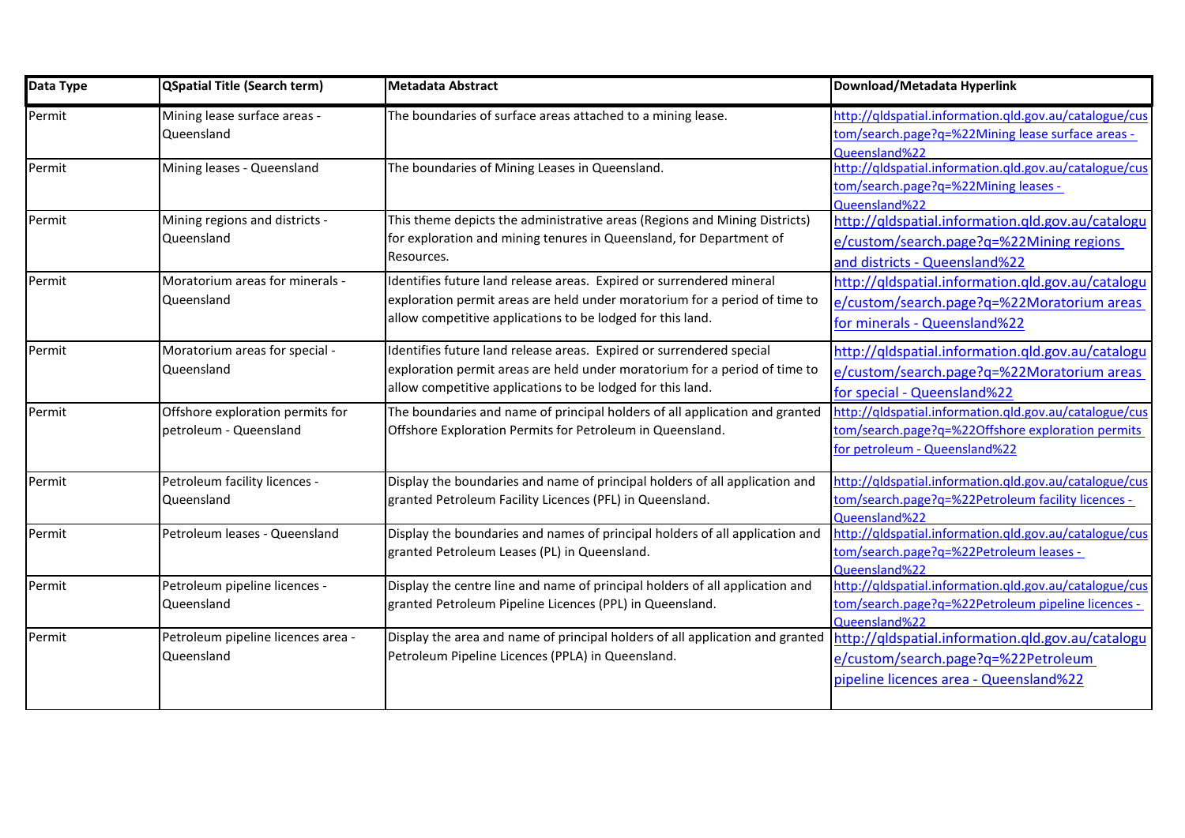| Data Type | QSpatial Title (Search term) | Metadata Abstract | Download/Metadata Hyperlink |
|---|---|---|---|
| Permit | Mining lease surface areas - Queensland | The boundaries of surface areas attached to a mining lease. | http://qldspatial.information.qld.gov.au/catalogue/custom/search.page?q=%22Mining lease surface areas - Queensland%22 |
| Permit | Mining leases - Queensland | The boundaries of Mining Leases in Queensland. | http://qldspatial.information.qld.gov.au/catalogue/custom/search.page?q=%22Mining leases - Queensland%22 |
| Permit | Mining regions and districts - Queensland | This theme depicts the administrative areas (Regions and Mining Districts) for exploration and mining tenures in Queensland, for Department of Resources. | http://qldspatial.information.qld.gov.au/catalogue/custom/search.page?q=%22Mining regions and districts - Queensland%22 |
| Permit | Moratorium areas for minerals - Queensland | Identifies future land release areas. Expired or surrendered mineral exploration permit areas are held under moratorium for a period of time to allow competitive applications to be lodged for this land. | http://qldspatial.information.qld.gov.au/catalogue/custom/search.page?q=%22Moratorium areas for minerals - Queensland%22 |
| Permit | Moratorium areas for special - Queensland | Identifies future land release areas. Expired or surrendered special exploration permit areas are held under moratorium for a period of time to allow competitive applications to be lodged for this land. | http://qldspatial.information.qld.gov.au/catalogue/custom/search.page?q=%22Moratorium areas for special - Queensland%22 |
| Permit | Offshore exploration permits for petroleum - Queensland | The boundaries and name of principal holders of all application and granted Offshore Exploration Permits for Petroleum in Queensland. | http://qldspatial.information.qld.gov.au/catalogue/custom/search.page?q=%22Offshore exploration permits for petroleum - Queensland%22 |
| Permit | Petroleum facility licences - Queensland | Display the boundaries and name of principal holders of all application and granted Petroleum Facility Licences (PFL) in Queensland. | http://qldspatial.information.qld.gov.au/catalogue/custom/search.page?q=%22Petroleum facility licences - Queensland%22 |
| Permit | Petroleum leases - Queensland | Display the boundaries and names of principal holders of all application and granted Petroleum Leases (PL) in Queensland. | http://qldspatial.information.qld.gov.au/catalogue/custom/search.page?q=%22Petroleum leases - Queensland%22 |
| Permit | Petroleum pipeline licences - Queensland | Display the centre line and name of principal holders of all application and granted Petroleum Pipeline Licences (PPL) in Queensland. | http://qldspatial.information.qld.gov.au/catalogue/custom/search.page?q=%22Petroleum pipeline licences - Queensland%22 |
| Permit | Petroleum pipeline licences area - Queensland | Display the area and name of principal holders of all application and granted Petroleum Pipeline Licences (PPLA) in Queensland. | http://qldspatial.information.qld.gov.au/catalogue/custom/search.page?q=%22Petroleum pipeline licences area - Queensland%22 |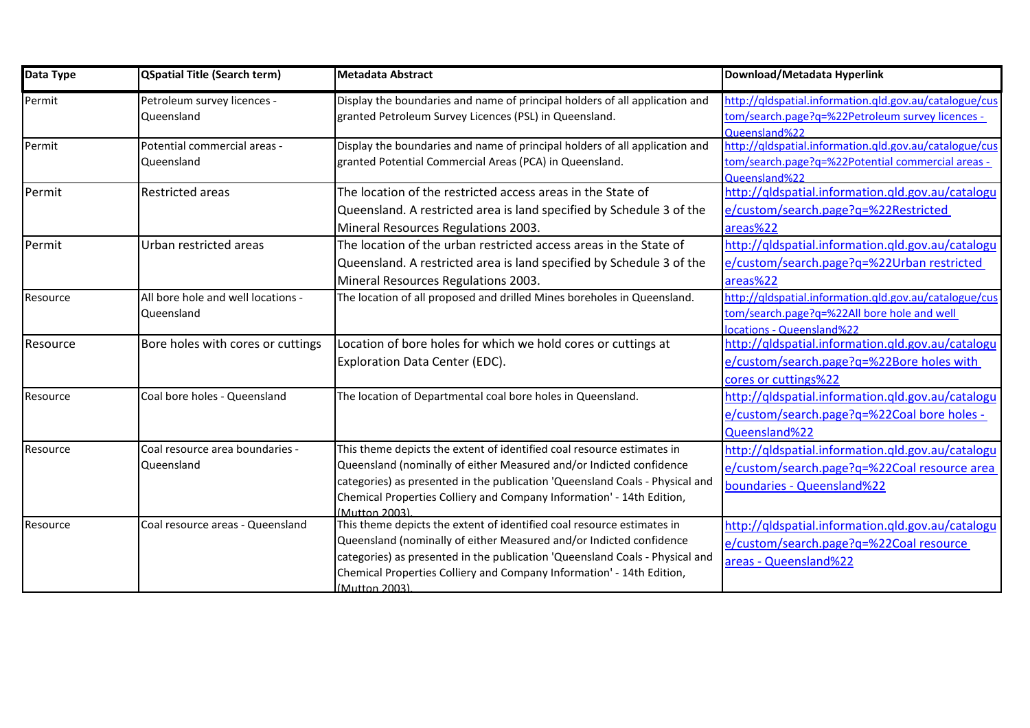| Data Type | QSpatial Title (Search term) | Metadata Abstract | Download/Metadata Hyperlink |
|---|---|---|---|
| Permit | Petroleum survey licences - Queensland | Display the boundaries and name of principal holders of all application and granted Petroleum Survey Licences (PSL) in Queensland. | http://qldspatial.information.qld.gov.au/catalogue/custom/search.page?q=%22Petroleum survey licences - Queensland%22 |
| Permit | Potential commercial areas - Queensland | Display the boundaries and name of principal holders of all application and granted Potential Commercial Areas (PCA) in Queensland. | http://qldspatial.information.qld.gov.au/catalogue/custom/search.page?q=%22Potential commercial areas - Queensland%22 |
| Permit | Restricted areas | The location of the restricted access areas in the State of Queensland. A restricted area is land specified by Schedule 3 of the Mineral Resources Regulations 2003. | http://qldspatial.information.qld.gov.au/catalogue/custom/search.page?q=%22Restricted areas%22 |
| Permit | Urban restricted areas | The location of the urban restricted access areas in the State of Queensland. A restricted area is land specified by Schedule 3 of the Mineral Resources Regulations 2003. | http://qldspatial.information.qld.gov.au/catalogue/custom/search.page?q=%22Urban restricted areas%22 |
| Resource | All bore hole and well locations - Queensland | The location of all proposed and drilled Mines boreholes in Queensland. | http://qldspatial.information.qld.gov.au/catalogue/custom/search.page?q=%22All bore hole and well locations - Queensland%22 |
| Resource | Bore holes with cores or cuttings | Location of bore holes for which we hold cores or cuttings at Exploration Data Center (EDC). | http://qldspatial.information.qld.gov.au/catalogue/custom/search.page?q=%22Bore holes with cores or cuttings%22 |
| Resource | Coal bore holes - Queensland | The location of Departmental coal bore holes in Queensland. | http://qldspatial.information.qld.gov.au/catalogue/custom/search.page?q=%22Coal bore holes - Queensland%22 |
| Resource | Coal resource area boundaries - Queensland | This theme depicts the extent of identified coal resource estimates in Queensland (nominally of either Measured and/or Indicted confidence categories) as presented in the publication 'Queensland Coals - Physical and Chemical Properties Colliery and Company Information' - 14th Edition, (Mutton 2003). | http://qldspatial.information.qld.gov.au/catalogue/custom/search.page?q=%22Coal resource area boundaries - Queensland%22 |
| Resource | Coal resource areas - Queensland | This theme depicts the extent of identified coal resource estimates in Queensland (nominally of either Measured and/or Indicted confidence categories) as presented in the publication 'Queensland Coals - Physical and Chemical Properties Colliery and Company Information' - 14th Edition, (Mutton 2003). | http://qldspatial.information.qld.gov.au/catalogue/custom/search.page?q=%22Coal resource areas - Queensland%22 |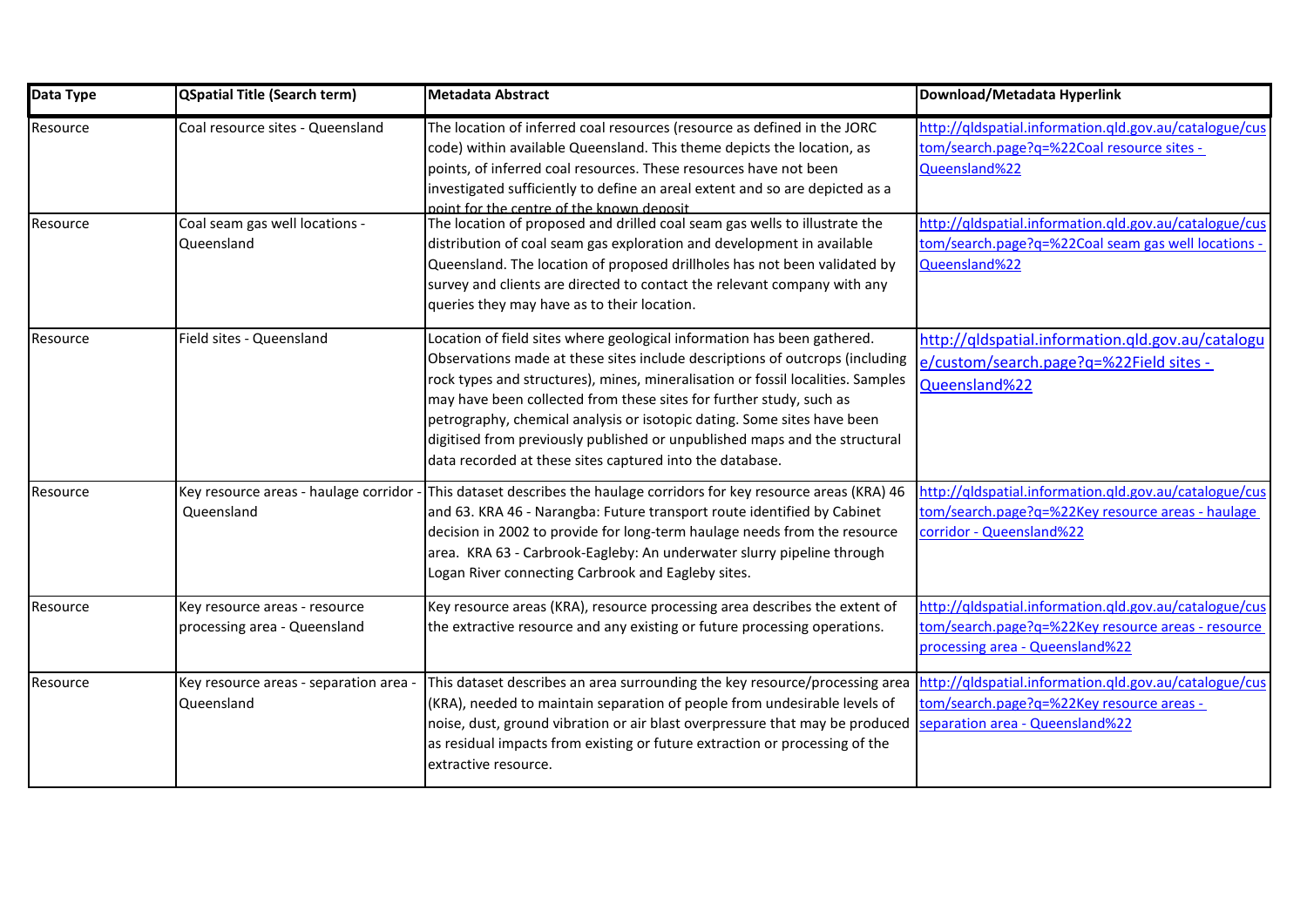| Data Type | QSpatial Title (Search term) | Metadata Abstract | Download/Metadata Hyperlink |
|---|---|---|---|
| Resource | Coal resource sites - Queensland | The location of inferred coal resources (resource as defined in the JORC code) within available Queensland. This theme depicts the location, as points, of inferred coal resources. These resources have not been investigated sufficiently to define an areal extent and so are depicted as a point for the centre of the known deposit | http://qldspatial.information.qld.gov.au/catalogue/custom/search.page?q=%22Coal resource sites - Queensland%22 |
| Resource | Coal seam gas well locations - Queensland | The location of proposed and drilled coal seam gas wells to illustrate the distribution of coal seam gas exploration and development in available Queensland. The location of proposed drillholes has not been validated by survey and clients are directed to contact the relevant company with any queries they may have as to their location. | http://qldspatial.information.qld.gov.au/catalogue/custom/search.page?q=%22Coal seam gas well locations - Queensland%22 |
| Resource | Field sites - Queensland | Location of field sites where geological information has been gathered. Observations made at these sites include descriptions of outcrops (including rock types and structures), mines, mineralisation or fossil localities. Samples may have been collected from these sites for further study, such as petrography, chemical analysis or isotopic dating. Some sites have been digitised from previously published or unpublished maps and the structural data recorded at these sites captured into the database. | http://qldspatial.information.qld.gov.au/catalogue/custom/search.page?q=%22Field sites - Queensland%22 |
| Resource | Key resource areas - haulage corridor - Queensland | This dataset describes the haulage corridors for key resource areas (KRA) 46 and 63. KRA 46 - Narangba: Future transport route identified by Cabinet decision in 2002 to provide for long-term haulage needs from the resource area. KRA 63 - Carbrook-Eagleby: An underwater slurry pipeline through Logan River connecting Carbrook and Eagleby sites. | http://qldspatial.information.qld.gov.au/catalogue/custom/search.page?q=%22Key resource areas - haulage corridor - Queensland%22 |
| Resource | Key resource areas - resource processing area - Queensland | Key resource areas (KRA), resource processing area describes the extent of the extractive resource and any existing or future processing operations. | http://qldspatial.information.qld.gov.au/catalogue/custom/search.page?q=%22Key resource areas - resource processing area - Queensland%22 |
| Resource | Key resource areas - separation area - Queensland | This dataset describes an area surrounding the key resource/processing area (KRA), needed to maintain separation of people from undesirable levels of noise, dust, ground vibration or air blast overpressure that may be produced as residual impacts from existing or future extraction or processing of the extractive resource. | http://qldspatial.information.qld.gov.au/catalogue/custom/search.page?q=%22Key resource areas - separation area - Queensland%22 |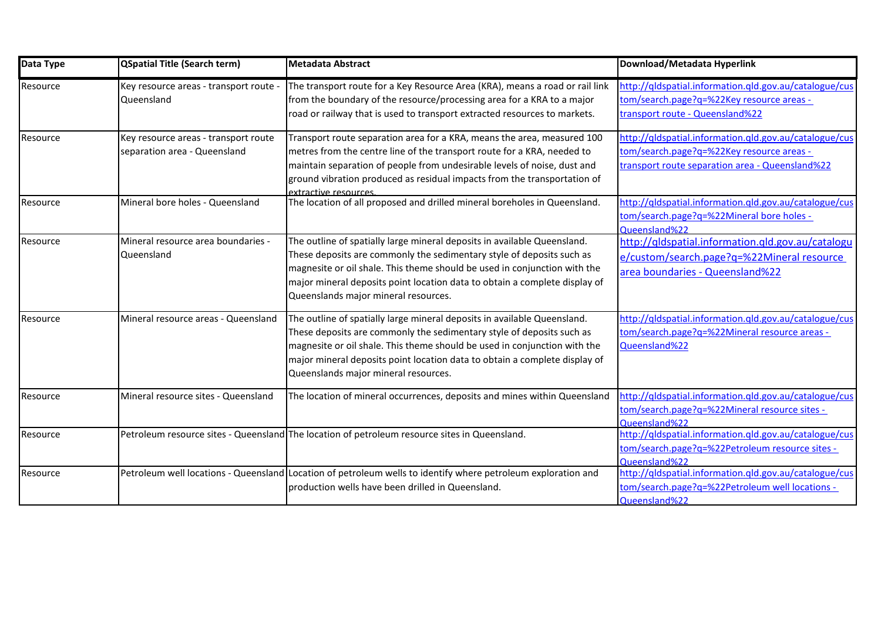| Data Type | QSpatial Title (Search term) | Metadata Abstract | Download/Metadata Hyperlink |
|---|---|---|---|
| Resource | Key resource areas - transport route - Queensland | The transport route for a Key Resource Area (KRA), means a road or rail link from the boundary of the resource/processing area for a KRA to a major road or railway that is used to transport extracted resources to markets. | http://qldspatial.information.qld.gov.au/catalogue/custom/search.page?q=%22Key resource areas - transport route - Queensland%22 |
| Resource | Key resource areas - transport route separation area - Queensland | Transport route separation area for a KRA, means the area, measured 100 metres from the centre line of the transport route for a KRA, needed to maintain separation of people from undesirable levels of noise, dust and ground vibration produced as residual impacts from the transportation of extractive resources. | http://qldspatial.information.qld.gov.au/catalogue/custom/search.page?q=%22Key resource areas - transport route separation area - Queensland%22 |
| Resource | Mineral bore holes - Queensland | The location of all proposed and drilled mineral boreholes in Queensland. | http://qldspatial.information.qld.gov.au/catalogue/custom/search.page?q=%22Mineral bore holes - Queensland%22 |
| Resource | Mineral resource area boundaries - Queensland | The outline of spatially large mineral deposits in available Queensland. These deposits are commonly the sedimentary style of deposits such as magnesite or oil shale. This theme should be used in conjunction with the major mineral deposits point location data to obtain a complete display of Queenslands major mineral resources. | http://qldspatial.information.qld.gov.au/catalogue/custom/search.page?q=%22Mineral resource area boundaries - Queensland%22 |
| Resource | Mineral resource areas - Queensland | The outline of spatially large mineral deposits in available Queensland. These deposits are commonly the sedimentary style of deposits such as magnesite or oil shale. This theme should be used in conjunction with the major mineral deposits point location data to obtain a complete display of Queenslands major mineral resources. | http://qldspatial.information.qld.gov.au/catalogue/custom/search.page?q=%22Mineral resource areas - Queensland%22 |
| Resource | Mineral resource sites - Queensland | The location of mineral occurrences, deposits and mines within Queensland | http://qldspatial.information.qld.gov.au/catalogue/custom/search.page?q=%22Mineral resource sites - Queensland%22 |
| Resource | Petroleum resource sites - Queensland | The location of petroleum resource sites in Queensland. | http://qldspatial.information.qld.gov.au/catalogue/custom/search.page?q=%22Petroleum resource sites - Queensland%22 |
| Resource | Petroleum well locations - Queensland | Location of petroleum wells to identify where petroleum exploration and production wells have been drilled in Queensland. | http://qldspatial.information.qld.gov.au/catalogue/custom/search.page?q=%22Petroleum well locations - Queensland%22 |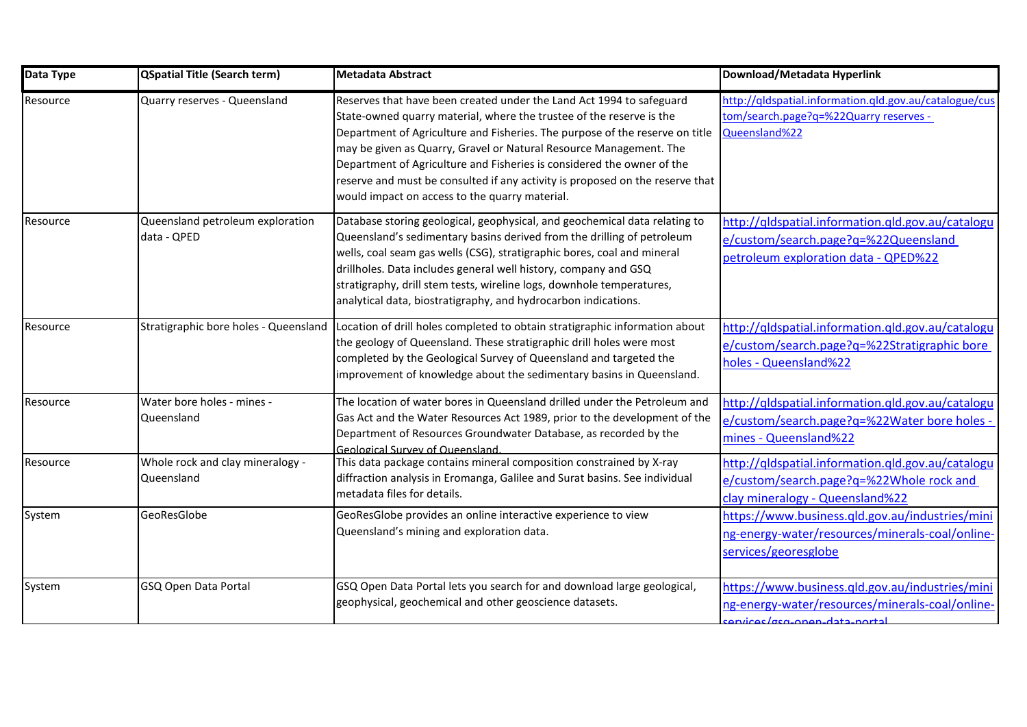| Data Type | QSpatial Title (Search term) | Metadata Abstract | Download/Metadata Hyperlink |
|---|---|---|---|
| Resource | Quarry reserves - Queensland | Reserves that have been created under the Land Act 1994 to safeguard State-owned quarry material, where the trustee of the reserve is the Department of Agriculture and Fisheries. The purpose of the reserve on title may be given as Quarry, Gravel or Natural Resource Management. The Department of Agriculture and Fisheries is considered the owner of the reserve and must be consulted if any activity is proposed on the reserve that would impact on access to the quarry material. | http://qldspatial.information.qld.gov.au/catalogue/custom/search.page?q=%22Quarry reserves - Queensland%22 |
| Resource | Queensland petroleum exploration data - QPED | Database storing geological, geophysical, and geochemical data relating to Queensland's sedimentary basins derived from the drilling of petroleum wells, coal seam gas wells (CSG), stratigraphic bores, coal and mineral drillholes. Data includes general well history, company and GSQ stratigraphy, drill stem tests, wireline logs, downhole temperatures, analytical data, biostratigraphy, and hydrocarbon indications. | http://qldspatial.information.qld.gov.au/catalogue/custom/search.page?q=%22Queensland petroleum exploration data - QPED%22 |
| Resource | Stratigraphic bore holes - Queensland | Location of drill holes completed to obtain stratigraphic information about the geology of Queensland. These stratigraphic drill holes were most completed by the Geological Survey of Queensland and targeted the improvement of knowledge about the sedimentary basins in Queensland. | http://qldspatial.information.qld.gov.au/catalogue/custom/search.page?q=%22Stratigraphic bore holes - Queensland%22 |
| Resource | Water bore holes - mines - Queensland | The location of water bores in Queensland drilled under the Petroleum and Gas Act and the Water Resources Act 1989, prior to the development of the Department of Resources Groundwater Database, as recorded by the Geological Survey of Queensland. | http://qldspatial.information.qld.gov.au/catalogue/custom/search.page?q=%22Water bore holes - mines - Queensland%22 |
| Resource | Whole rock and clay mineralogy - Queensland | This data package contains mineral composition constrained by X-ray diffraction analysis in Eromanga, Galilee and Surat basins. See individual metadata files for details. | http://qldspatial.information.qld.gov.au/catalogue/custom/search.page?q=%22Whole rock and clay mineralogy - Queensland%22 |
| System | GeoResGlobe | GeoResGlobe provides an online interactive experience to view Queensland's mining and exploration data. | https://www.business.qld.gov.au/industries/mining-energy-water/resources/minerals-coal/online-services/georesglobe |
| System | GSQ Open Data Portal | GSQ Open Data Portal lets you search for and download large geological, geophysical, geochemical and other geoscience datasets. | https://www.business.qld.gov.au/industries/mining-energy-water/resources/minerals-coal/online-services/gsq-open-data-portal |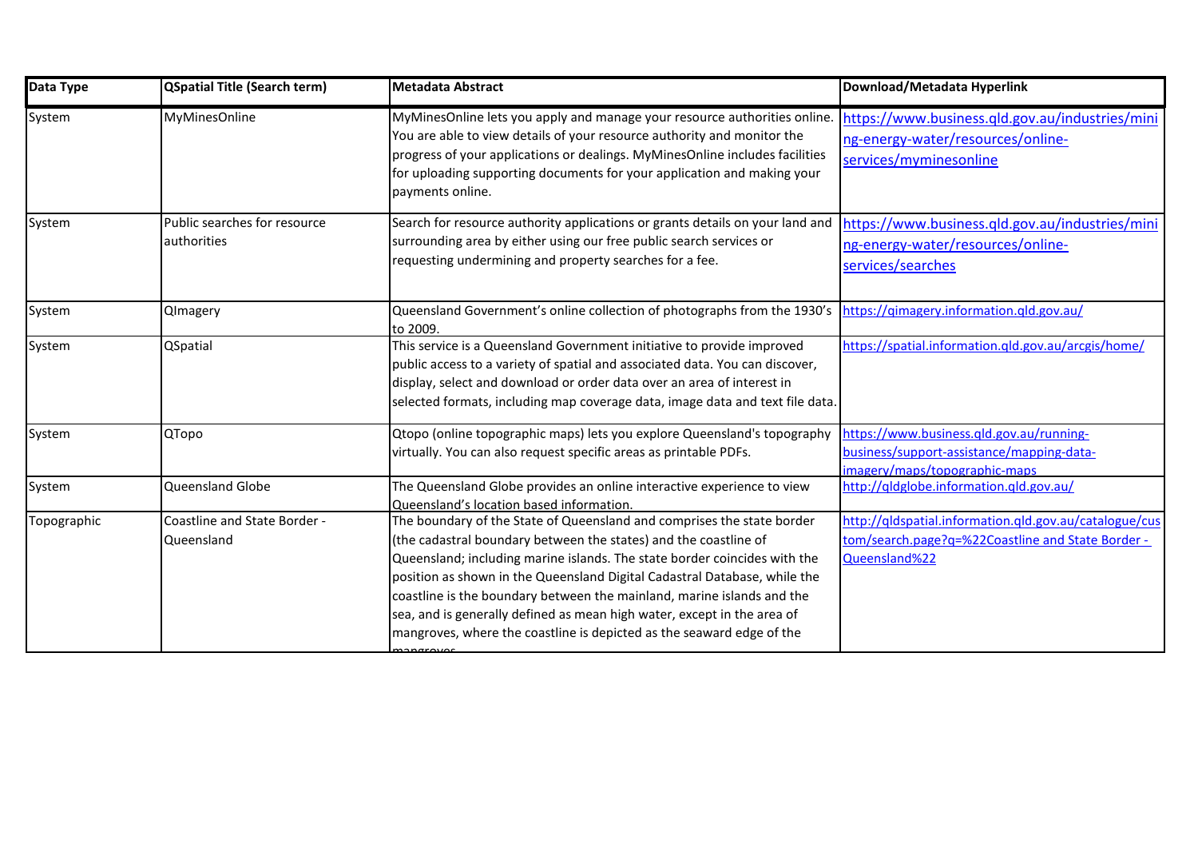| Data Type | QSpatial Title (Search term) | Metadata Abstract | Download/Metadata Hyperlink |
|---|---|---|---|
| System | MyMinesOnline | MyMinesOnline lets you apply and manage your resource authorities online. You are able to view details of your resource authority and monitor the progress of your applications or dealings. MyMinesOnline includes facilities for uploading supporting documents for your application and making your payments online. | https://www.business.qld.gov.au/industries/mining-energy-water/resources/online-services/myminesonline |
| System | Public searches for resource authorities | Search for resource authority applications or grants details on your land and surrounding area by either using our free public search services or requesting undermining and property searches for a fee. | https://www.business.qld.gov.au/industries/mining-energy-water/resources/online-services/searches |
| System | QImagery | Queensland Government's online collection of photographs from the 1930's to 2009. | https://qimagery.information.qld.gov.au/ |
| System | QSpatial | This service is a Queensland Government initiative to provide improved public access to a variety of spatial and associated data. You can discover, display, select and download or order data over an area of interest in selected formats, including map coverage data, image data and text file data. | https://spatial.information.qld.gov.au/arcgis/home/ |
| System | QTopo | Qtopo (online topographic maps) lets you explore Queensland's topography virtually. You can also request specific areas as printable PDFs. | https://www.business.qld.gov.au/running-business/support-assistance/mapping-data-imagery/maps/topographic-maps |
| System | Queensland Globe | The Queensland Globe provides an online interactive experience to view Queensland's location based information. | http://qldglobe.information.qld.gov.au/ |
| Topographic | Coastline and State Border - Queensland | The boundary of the State of Queensland and comprises the state border (the cadastral boundary between the states) and the coastline of Queensland; including marine islands. The state border coincides with the position as shown in the Queensland Digital Cadastral Database, while the coastline is the boundary between the mainland, marine islands and the sea, and is generally defined as mean high water, except in the area of mangroves, where the coastline is depicted as the seaward edge of the mangroves. | http://qldspatial.information.qld.gov.au/catalogue/custom/search.page?q=%22Coastline and State Border - Queensland%22 |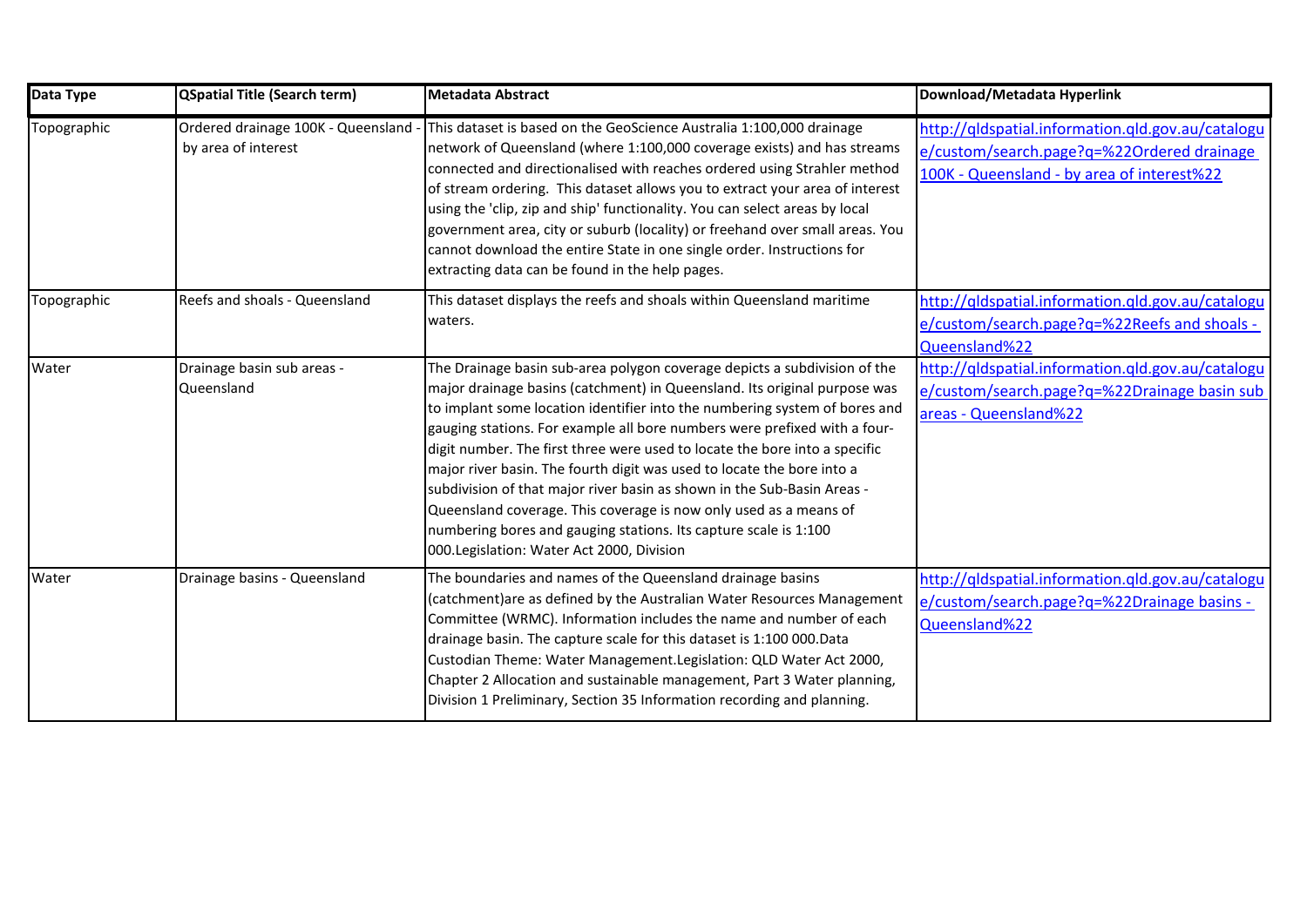| Data Type | QSpatial Title (Search term) | Metadata Abstract | Download/Metadata Hyperlink |
|---|---|---|---|
| Topographic | Ordered drainage 100K - Queensland - by area of interest | This dataset is based on the GeoScience Australia 1:100,000 drainage network of Queensland (where 1:100,000 coverage exists) and has streams connected and directionalised with reaches ordered using Strahler method of stream ordering. This dataset allows you to extract your area of interest using the 'clip, zip and ship' functionality. You can select areas by local government area, city or suburb (locality) or freehand over small areas. You cannot download the entire State in one single order. Instructions for extracting data can be found in the help pages. | http://qldspatial.information.qld.gov.au/catalogue/custom/search.page?q=%22Ordered drainage 100K - Queensland - by area of interest%22 |
| Topographic | Reefs and shoals - Queensland | This dataset displays the reefs and shoals within Queensland maritime waters. | http://qldspatial.information.qld.gov.au/catalogue/custom/search.page?q=%22Reefs and shoals - Queensland%22 |
| Water | Drainage basin sub areas - Queensland | The Drainage basin sub-area polygon coverage depicts a subdivision of the major drainage basins (catchment) in Queensland. Its original purpose was to implant some location identifier into the numbering system of bores and gauging stations. For example all bore numbers were prefixed with a four-digit number. The first three were used to locate the bore into a specific major river basin. The fourth digit was used to locate the bore into a subdivision of that major river basin as shown in the Sub-Basin Areas - Queensland coverage. This coverage is now only used as a means of numbering bores and gauging stations. Its capture scale is 1:100 000.Legislation: Water Act 2000, Division | http://qldspatial.information.qld.gov.au/catalogue/custom/search.page?q=%22Drainage basin sub areas - Queensland%22 |
| Water | Drainage basins - Queensland | The boundaries and names of the Queensland drainage basins (catchment)are as defined by the Australian Water Resources Management Committee (WRMC). Information includes the name and number of each drainage basin. The capture scale for this dataset is 1:100 000.Data Custodian Theme: Water Management.Legislation: QLD Water Act 2000, Chapter 2 Allocation and sustainable management, Part 3 Water planning, Division 1 Preliminary, Section 35 Information recording and planning. | http://qldspatial.information.qld.gov.au/catalogue/custom/search.page?q=%22Drainage basins - Queensland%22 |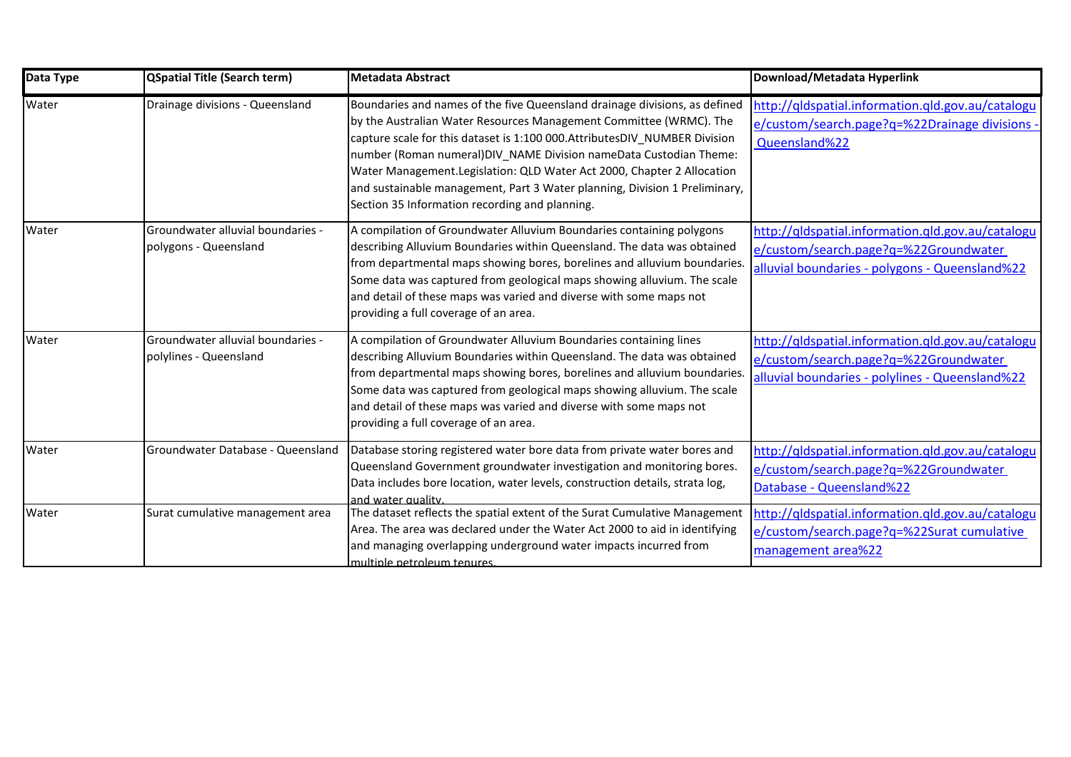| Data Type | QSpatial Title (Search term) | Metadata Abstract | Download/Metadata Hyperlink |
|---|---|---|---|
| Water | Drainage divisions - Queensland | Boundaries and names of the five Queensland drainage divisions, as defined by the Australian Water Resources Management Committee (WRMC). The capture scale for this dataset is 1:100 000.AttributesDIV_NUMBER Division number (Roman numeral)DIV_NAME Division nameData Custodian Theme: Water Management.Legislation: QLD Water Act 2000, Chapter 2 Allocation and sustainable management, Part 3 Water planning, Division 1 Preliminary, Section 35 Information recording and planning. | http://qldspatial.information.qld.gov.au/catalogue/custom/search.page?q=%22Drainage divisions - Queensland%22 |
| Water | Groundwater alluvial boundaries - polygons - Queensland | A compilation of Groundwater Alluvium Boundaries containing polygons describing Alluvium Boundaries within Queensland. The data was obtained from departmental maps showing bores, borelines and alluvium boundaries. Some data was captured from geological maps showing alluvium. The scale and detail of these maps was varied and diverse with some maps not providing a full coverage of an area. | http://qldspatial.information.qld.gov.au/catalogue/custom/search.page?q=%22Groundwater alluvial boundaries - polygons - Queensland%22 |
| Water | Groundwater alluvial boundaries - polylines - Queensland | A compilation of Groundwater Alluvium Boundaries containing lines describing Alluvium Boundaries within Queensland. The data was obtained from departmental maps showing bores, borelines and alluvium boundaries. Some data was captured from geological maps showing alluvium. The scale and detail of these maps was varied and diverse with some maps not providing a full coverage of an area. | http://qldspatial.information.qld.gov.au/catalogue/custom/search.page?q=%22Groundwater alluvial boundaries - polylines - Queensland%22 |
| Water | Groundwater Database - Queensland | Database storing registered water bore data from private water bores and Queensland Government groundwater investigation and monitoring bores. Data includes bore location, water levels, construction details, strata log, and water quality. | http://qldspatial.information.qld.gov.au/catalogue/custom/search.page?q=%22Groundwater Database - Queensland%22 |
| Water | Surat cumulative management area | The dataset reflects the spatial extent of the Surat Cumulative Management Area. The area was declared under the Water Act 2000 to aid in identifying and managing overlapping underground water impacts incurred from multiple petroleum tenures. | http://qldspatial.information.qld.gov.au/catalogue/custom/search.page?q=%22Surat cumulative management area%22 |